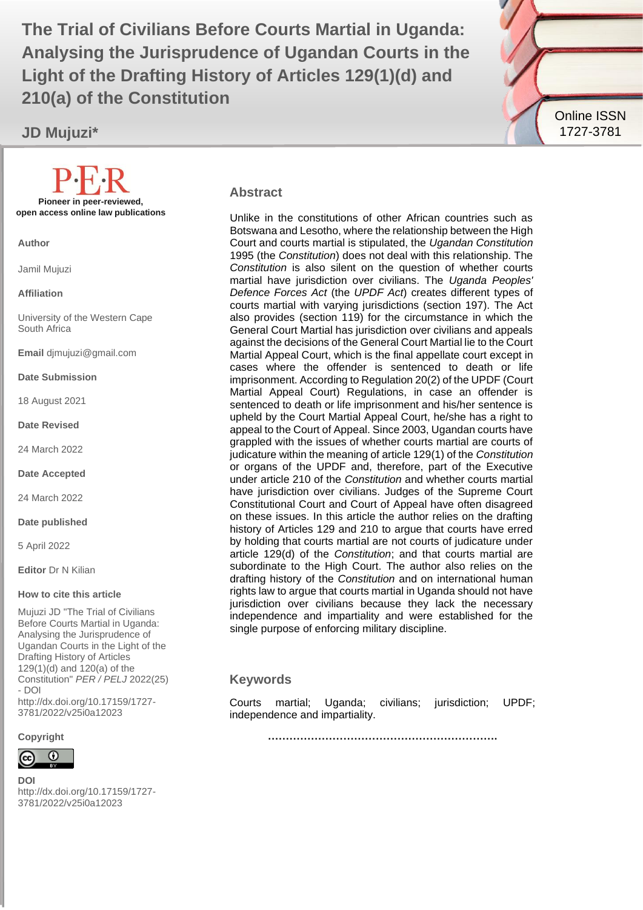# The Trial of Civilians Before Courts Martial in Uganda: Analysing the Jurisprudence of Ugandan Courts in the Light of the Drafting History of Articles 129(1)(d) and 210(a) of the Constitution

**JD Mujuzi***

Online ISSN 1727-3781

P·E·R

**Pioneer in peer-reviewed, open access online law publications**

**Author**

Jamil Mujuzi

**Affiliation**

University of the Western Cape South Africa

**Email** djmujuzi@gmail.com

**Date Submission**

18 August 2021

**Date Revised**

24 March 2022

**Date Accepted**

24 March 2022

**Date published**

5 April 2022

**Editor** Dr N Kilian

**How to cite this article**

Mujuzi JD "The Trial of Civilians Before Courts Martial in Uganda: Analysing the Jurisprudence of Ugandan Courts in the Light of the Drafting History of Articles 129(1)(d) and 120(a) of the Constitution" *PER / PELJ* 2022(25) - DOI http://dx.doi.org/10.17159/1727-3781/2022/v25i0a12023

**Copyright**

**DOI**
http://dx.doi.org/10.17159/1727-3781/2022/v25i0a12023

## Abstract

Unlike in the constitutions of other African countries such as Botswana and Lesotho, where the relationship between the High Court and courts martial is stipulated, the *Ugandan Constitution* 1995 (the *Constitution*) does not deal with this relationship. The *Constitution* is also silent on the question of whether courts martial have jurisdiction over civilians. The *Uganda Peoples' Defence Forces Act* (the *UPDF Act*) creates different types of courts martial with varying jurisdictions (section 197). The Act also provides (section 119) for the circumstance in which the General Court Martial has jurisdiction over civilians and appeals against the decisions of the General Court Martial lie to the Court Martial Appeal Court, which is the final appellate court except in cases where the offender is sentenced to death or life imprisonment. According to Regulation 20(2) of the UPDF (Court Martial Appeal Court) Regulations, in case an offender is sentenced to death or life imprisonment and his/her sentence is upheld by the Court Martial Appeal Court, he/she has a right to appeal to the Court of Appeal. Since 2003, Ugandan courts have grappled with the issues of whether courts martial are courts of judicature within the meaning of article 129(1) of the *Constitution* or organs of the UPDF and, therefore, part of the Executive under article 210 of the *Constitution* and whether courts martial have jurisdiction over civilians. Judges of the Supreme Court Constitutional Court and Court of Appeal have often disagreed on these issues. In this article the author relies on the drafting history of Articles 129 and 210 to argue that courts have erred by holding that courts martial are not courts of judicature under article 129(d) of the *Constitution*; and that courts martial are subordinate to the High Court. The author also relies on the drafting history of the *Constitution* and on international human rights law to argue that courts martial in Uganda should not have jurisdiction over civilians because they lack the necessary independence and impartiality and were established for the single purpose of enforcing military discipline.

## Keywords

Courts martial; Uganda; civilians; jurisdiction; UPDF; independence and impartiality.

..................................................................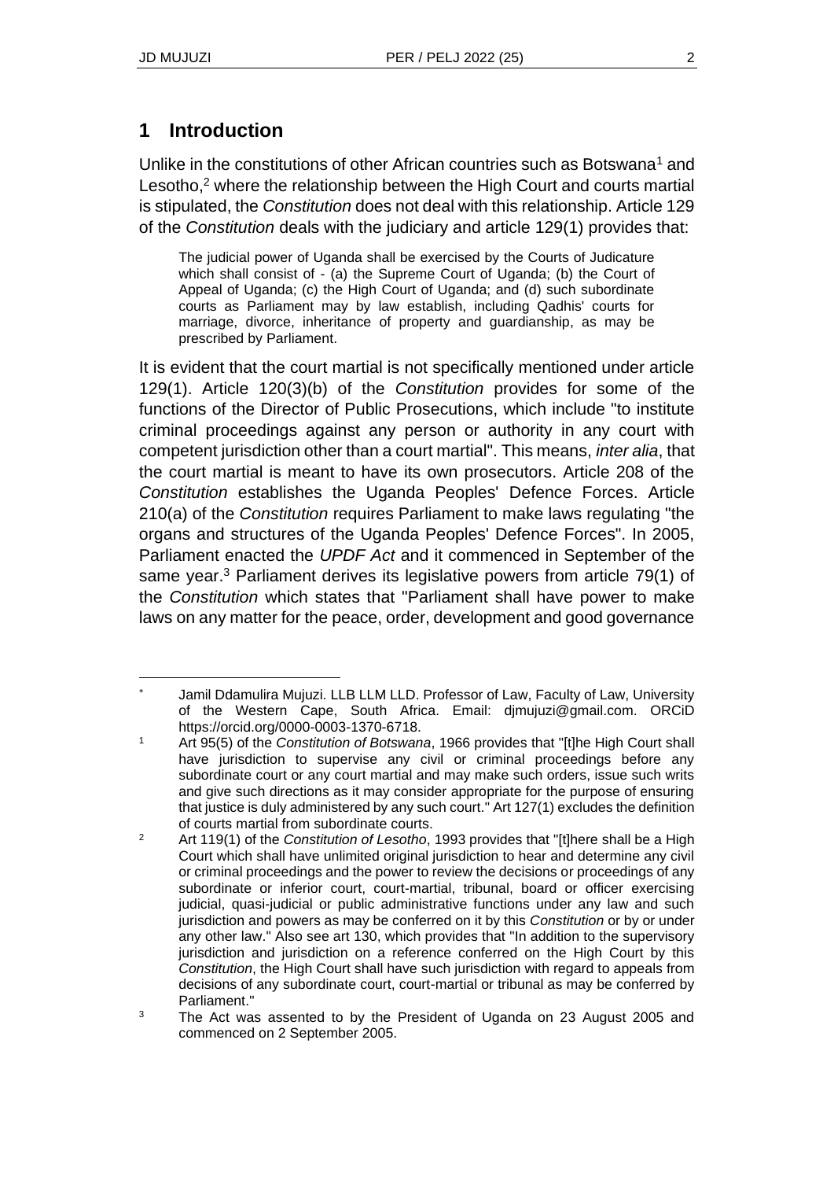## 1 Introduction

Unlike in the constitutions of other African countries such as Botswana[1] and Lesotho,[2] where the relationship between the High Court and courts martial is stipulated, the *Constitution* does not deal with this relationship. Article 129 of the *Constitution* deals with the judiciary and article 129(1) provides that:

> The judicial power of Uganda shall be exercised by the Courts of Judicature which shall consist of - (a) the Supreme Court of Uganda; (b) the Court of Appeal of Uganda; (c) the High Court of Uganda; and (d) such subordinate courts as Parliament may by law establish, including Qadhis' courts for marriage, divorce, inheritance of property and guardianship, as may be prescribed by Parliament.

It is evident that the court martial is not specifically mentioned under article 129(1). Article 120(3)(b) of the *Constitution* provides for some of the functions of the Director of Public Prosecutions, which include "to institute criminal proceedings against any person or authority in any court with competent jurisdiction other than a court martial". This means, *inter alia*, that the court martial is meant to have its own prosecutors. Article 208 of the *Constitution* establishes the Uganda Peoples' Defence Forces. Article 210(a) of the *Constitution* requires Parliament to make laws regulating "the organs and structures of the Uganda Peoples' Defence Forces". In 2005, Parliament enacted the *UPDF Act* and it commenced in September of the same year.[3] Parliament derives its legislative powers from article 79(1) of the *Constitution* which states that "Parliament shall have power to make laws on any matter for the peace, order, development and good governance

---

\* Jamil Ddamulira Mujuzi. LLB LLM LLD. Professor of Law, Faculty of Law, University of the Western Cape, South Africa. Email: djmujuzi@gmail.com. ORCiD https://orcid.org/0000-0003-1370-6718.

[1] Art 95(5) of the *Constitution of Botswana*, 1966 provides that "[t]he High Court shall have jurisdiction to supervise any civil or criminal proceedings before any subordinate court or any court martial and may make such orders, issue such writs and give such directions as it may consider appropriate for the purpose of ensuring that justice is duly administered by any such court." Art 127(1) excludes the definition of courts martial from subordinate courts.

[2] Art 119(1) of the *Constitution of Lesotho*, 1993 provides that "[t]here shall be a High Court which shall have unlimited original jurisdiction to hear and determine any civil or criminal proceedings and the power to review the decisions or proceedings of any subordinate or inferior court, court-martial, tribunal, board or officer exercising judicial, quasi-judicial or public administrative functions under any law and such jurisdiction and powers as may be conferred on it by this *Constitution* or by or under any other law." Also see art 130, which provides that "In addition to the supervisory jurisdiction and jurisdiction on a reference conferred on the High Court by this *Constitution*, the High Court shall have such jurisdiction with regard to appeals from decisions of any subordinate court, court-martial or tribunal as may be conferred by Parliament."

[3] The Act was assented to by the President of Uganda on 23 August 2005 and commenced on 2 September 2005.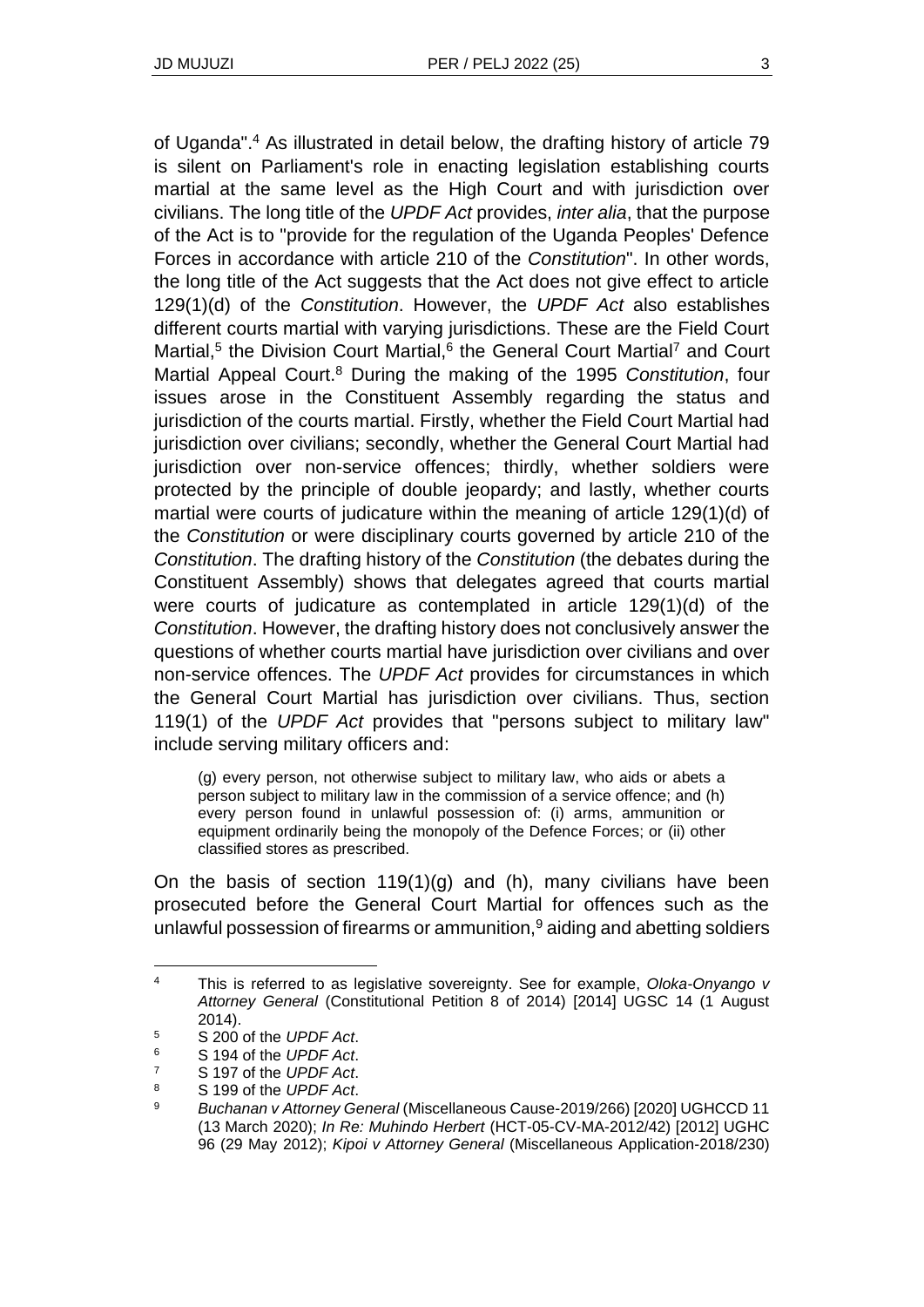of Uganda".[4] As illustrated in detail below, the drafting history of article 79 is silent on Parliament's role in enacting legislation establishing courts martial at the same level as the High Court and with jurisdiction over civilians. The long title of the *UPDF Act* provides, *inter alia*, that the purpose of the Act is to "provide for the regulation of the Uganda Peoples' Defence Forces in accordance with article 210 of the *Constitution*". In other words, the long title of the Act suggests that the Act does not give effect to article 129(1)(d) of the *Constitution*. However, the *UPDF Act* also establishes different courts martial with varying jurisdictions. These are the Field Court Martial,[5] the Division Court Martial,[6] the General Court Martial[7] and Court Martial Appeal Court.[8] During the making of the 1995 *Constitution*, four issues arose in the Constituent Assembly regarding the status and jurisdiction of the courts martial. Firstly, whether the Field Court Martial had jurisdiction over civilians; secondly, whether the General Court Martial had jurisdiction over non-service offences; thirdly, whether soldiers were protected by the principle of double jeopardy; and lastly, whether courts martial were courts of judicature within the meaning of article 129(1)(d) of the *Constitution* or were disciplinary courts governed by article 210 of the *Constitution*. The drafting history of the *Constitution* (the debates during the Constituent Assembly) shows that delegates agreed that courts martial were courts of judicature as contemplated in article 129(1)(d) of the *Constitution*. However, the drafting history does not conclusively answer the questions of whether courts martial have jurisdiction over civilians and over non-service offences. The *UPDF Act* provides for circumstances in which the General Court Martial has jurisdiction over civilians. Thus, section 119(1) of the *UPDF Act* provides that "persons subject to military law" include serving military officers and:

> (g) every person, not otherwise subject to military law, who aids or abets a person subject to military law in the commission of a service offence; and (h) every person found in unlawful possession of: (i) arms, ammunition or equipment ordinarily being the monopoly of the Defence Forces; or (ii) other classified stores as prescribed.

On the basis of section 119(1)(g) and (h), many civilians have been prosecuted before the General Court Martial for offences such as the unlawful possession of firearms or ammunition,[9] aiding and abetting soldiers

---

4 This is referred to as legislative sovereignty. See for example, *Oloka-Onyango v Attorney General* (Constitutional Petition 8 of 2014) [2014] UGSC 14 (1 August 2014).

5 S 200 of the *UPDF Act*.

6 S 194 of the *UPDF Act*.

7 S 197 of the *UPDF Act*.

8 S 199 of the *UPDF Act*.

9 *Buchanan v Attorney General* (Miscellaneous Cause-2019/266) [2020] UGHCCD 11 (13 March 2020); *In Re: Muhindo Herbert* (HCT-05-CV-MA-2012/42) [2012] UGHC 96 (29 May 2012); *Kipoi v Attorney General* (Miscellaneous Application-2018/230)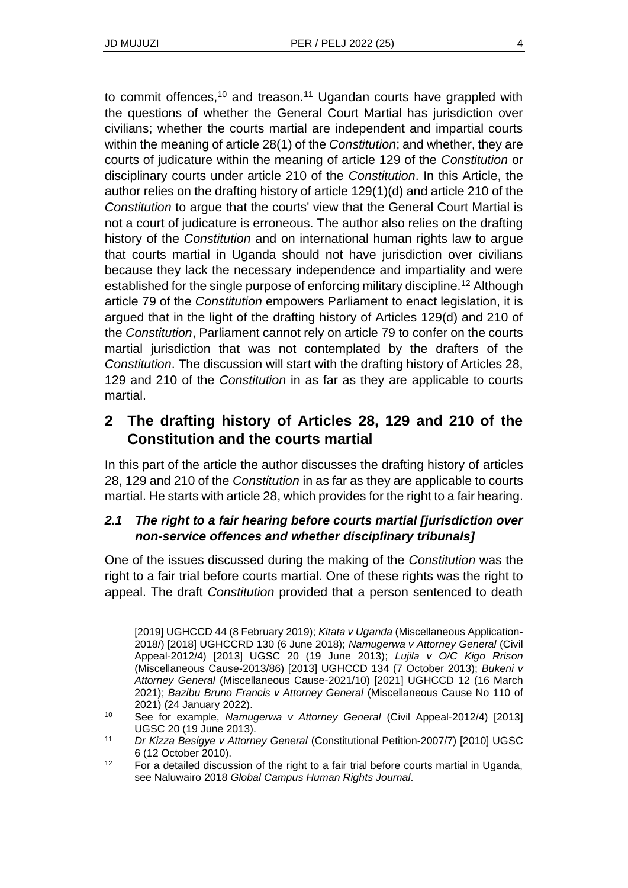to commit offences,[10] and treason.[11] Ugandan courts have grappled with the questions of whether the General Court Martial has jurisdiction over civilians; whether the courts martial are independent and impartial courts within the meaning of article 28(1) of the *Constitution*; and whether, they are courts of judicature within the meaning of article 129 of the *Constitution* or disciplinary courts under article 210 of the *Constitution*. In this Article, the author relies on the drafting history of article 129(1)(d) and article 210 of the *Constitution* to argue that the courts' view that the General Court Martial is not a court of judicature is erroneous. The author also relies on the drafting history of the *Constitution* and on international human rights law to argue that courts martial in Uganda should not have jurisdiction over civilians because they lack the necessary independence and impartiality and were established for the single purpose of enforcing military discipline.[12] Although article 79 of the *Constitution* empowers Parliament to enact legislation, it is argued that in the light of the drafting history of Articles 129(d) and 210 of the *Constitution*, Parliament cannot rely on article 79 to confer on the courts martial jurisdiction that was not contemplated by the drafters of the *Constitution*. The discussion will start with the drafting history of Articles 28, 129 and 210 of the *Constitution* in as far as they are applicable to courts martial.

## 2 The drafting history of Articles 28, 129 and 210 of the Constitution and the courts martial

In this part of the article the author discusses the drafting history of articles 28, 129 and 210 of the *Constitution* in as far as they are applicable to courts martial. He starts with article 28, which provides for the right to a fair hearing.

### *2.1 The right to a fair hearing before courts martial [jurisdiction over non-service offences and whether disciplinary tribunals]*

One of the issues discussed during the making of the *Constitution* was the right to a fair trial before courts martial. One of these rights was the right to appeal. The draft *Constitution* provided that a person sentenced to death

---

[2019] UGHCCD 44 (8 February 2019); *Kitata v Uganda* (Miscellaneous Application-2018/) [2018] UGHCCRD 130 (6 June 2018); *Namugerwa v Attorney General* (Civil Appeal-2012/4) [2013] UGSC 20 (19 June 2013); *Lujila v O/C Kigo Rrison* (Miscellaneous Cause-2013/86) [2013] UGHCCD 134 (7 October 2013); *Bukeni v Attorney General* (Miscellaneous Cause-2021/10) [2021] UGHCCD 12 (16 March 2021); *Bazibu Bruno Francis v Attorney General* (Miscellaneous Cause No 110 of 2021) (24 January 2022).

[10] See for example, *Namugerwa v Attorney General* (Civil Appeal-2012/4) [2013] UGSC 20 (19 June 2013).

[11] *Dr Kizza Besigye v Attorney General* (Constitutional Petition-2007/7) [2010] UGSC 6 (12 October 2010).

[12] For a detailed discussion of the right to a fair trial before courts martial in Uganda, see Naluwairo 2018 *Global Campus Human Rights Journal*.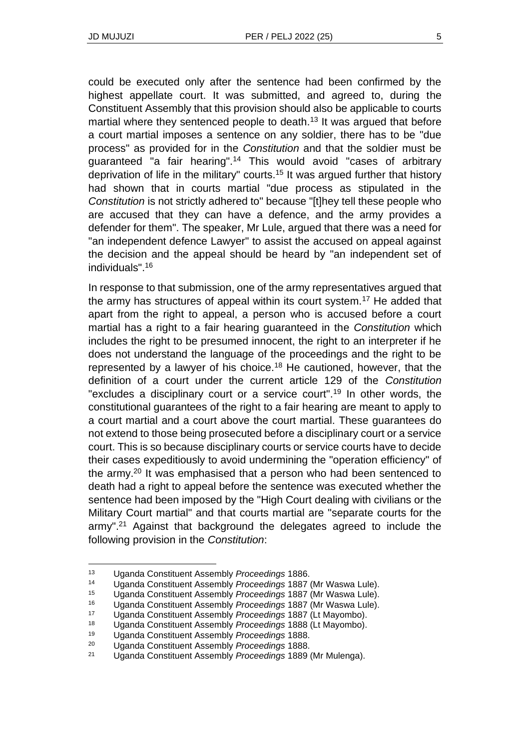could be executed only after the sentence had been confirmed by the highest appellate court. It was submitted, and agreed to, during the Constituent Assembly that this provision should also be applicable to courts martial where they sentenced people to death.[13] It was argued that before a court martial imposes a sentence on any soldier, there has to be "due process" as provided for in the *Constitution* and that the soldier must be guaranteed "a fair hearing".[14] This would avoid "cases of arbitrary deprivation of life in the military" courts.[15] It was argued further that history had shown that in courts martial "due process as stipulated in the *Constitution* is not strictly adhered to" because "[t]hey tell these people who are accused that they can have a defence, and the army provides a defender for them". The speaker, Mr Lule, argued that there was a need for "an independent defence Lawyer" to assist the accused on appeal against the decision and the appeal should be heard by "an independent set of individuals".[16]

In response to that submission, one of the army representatives argued that the army has structures of appeal within its court system.[17] He added that apart from the right to appeal, a person who is accused before a court martial has a right to a fair hearing guaranteed in the *Constitution* which includes the right to be presumed innocent, the right to an interpreter if he does not understand the language of the proceedings and the right to be represented by a lawyer of his choice.[18] He cautioned, however, that the definition of a court under the current article 129 of the *Constitution* "excludes a disciplinary court or a service court".[19] In other words, the constitutional guarantees of the right to a fair hearing are meant to apply to a court martial and a court above the court martial. These guarantees do not extend to those being prosecuted before a disciplinary court or a service court. This is so because disciplinary courts or service courts have to decide their cases expeditiously to avoid undermining the "operation efficiency" of the army.[20] It was emphasised that a person who had been sentenced to death had a right to appeal before the sentence was executed whether the sentence had been imposed by the "High Court dealing with civilians or the Military Court martial" and that courts martial are "separate courts for the army".[21] Against that background the delegates agreed to include the following provision in the *Constitution*:

---

13 Uganda Constituent Assembly *Proceedings* 1886.

14 Uganda Constituent Assembly *Proceedings* 1887 (Mr Waswa Lule).

15 Uganda Constituent Assembly *Proceedings* 1887 (Mr Waswa Lule).

16 Uganda Constituent Assembly *Proceedings* 1887 (Mr Waswa Lule).

17 Uganda Constituent Assembly *Proceedings* 1887 (Lt Mayombo).

18 Uganda Constituent Assembly *Proceedings* 1888 (Lt Mayombo).

19 Uganda Constituent Assembly *Proceedings* 1888.

20 Uganda Constituent Assembly *Proceedings* 1888.

21 Uganda Constituent Assembly *Proceedings* 1889 (Mr Mulenga).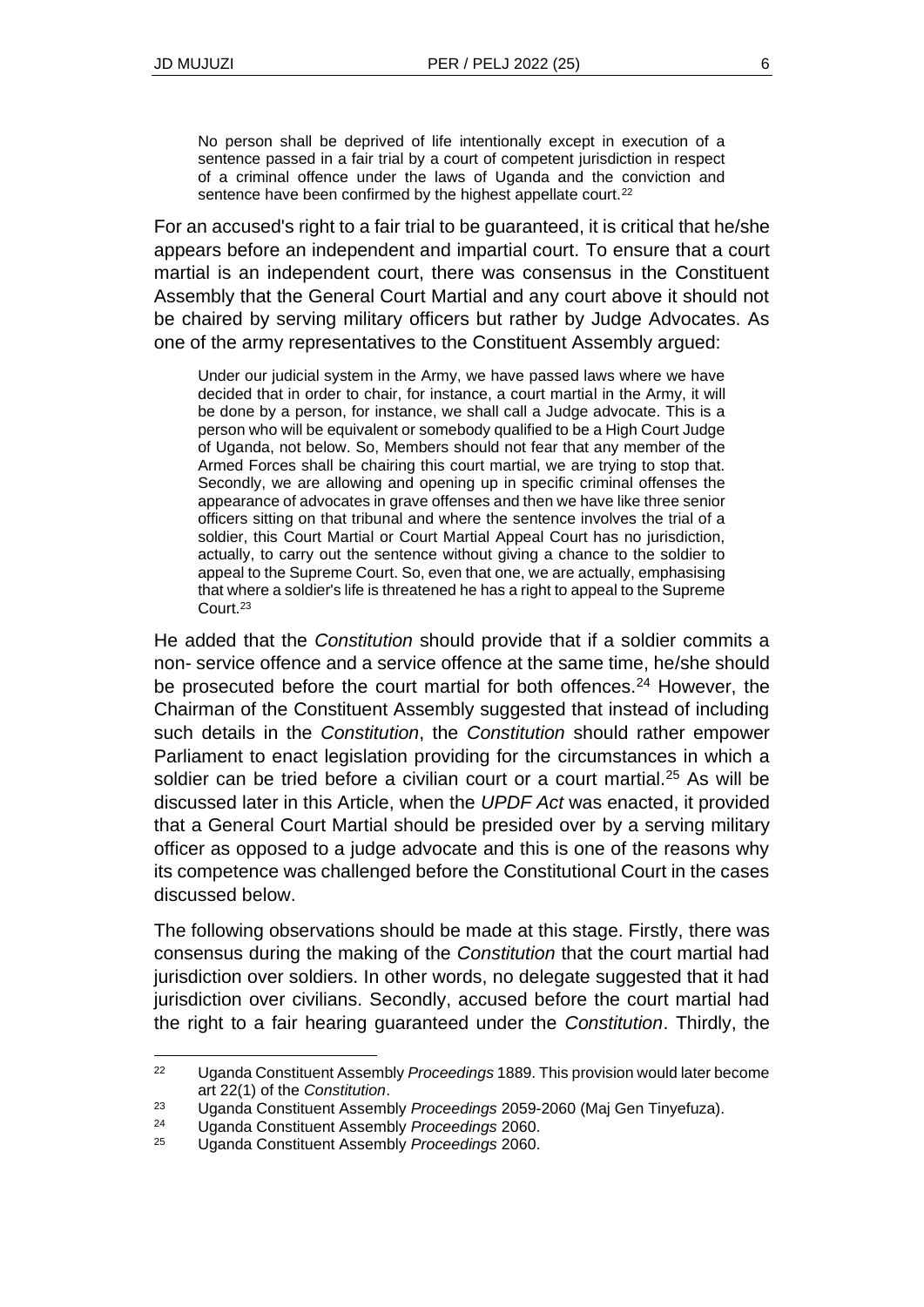> No person shall be deprived of life intentionally except in execution of a sentence passed in a fair trial by a court of competent jurisdiction in respect of a criminal offence under the laws of Uganda and the conviction and sentence have been confirmed by the highest appellate court.[22]

For an accused's right to a fair trial to be guaranteed, it is critical that he/she appears before an independent and impartial court. To ensure that a court martial is an independent court, there was consensus in the Constituent Assembly that the General Court Martial and any court above it should not be chaired by serving military officers but rather by Judge Advocates. As one of the army representatives to the Constituent Assembly argued:

> Under our judicial system in the Army, we have passed laws where we have decided that in order to chair, for instance, a court martial in the Army, it will be done by a person, for instance, we shall call a Judge advocate. This is a person who will be equivalent or somebody qualified to be a High Court Judge of Uganda, not below. So, Members should not fear that any member of the Armed Forces shall be chairing this court martial, we are trying to stop that. Secondly, we are allowing and opening up in specific criminal offenses the appearance of advocates in grave offenses and then we have like three senior officers sitting on that tribunal and where the sentence involves the trial of a soldier, this Court Martial or Court Martial Appeal Court has no jurisdiction, actually, to carry out the sentence without giving a chance to the soldier to appeal to the Supreme Court. So, even that one, we are actually, emphasising that where a soldier's life is threatened he has a right to appeal to the Supreme Court.[23]

He added that the *Constitution* should provide that if a soldier commits a non- service offence and a service offence at the same time, he/she should be prosecuted before the court martial for both offences.[24] However, the Chairman of the Constituent Assembly suggested that instead of including such details in the *Constitution*, the *Constitution* should rather empower Parliament to enact legislation providing for the circumstances in which a soldier can be tried before a civilian court or a court martial.[25] As will be discussed later in this Article, when the *UPDF Act* was enacted, it provided that a General Court Martial should be presided over by a serving military officer as opposed to a judge advocate and this is one of the reasons why its competence was challenged before the Constitutional Court in the cases discussed below.

The following observations should be made at this stage. Firstly, there was consensus during the making of the *Constitution* that the court martial had jurisdiction over soldiers. In other words, no delegate suggested that it had jurisdiction over civilians. Secondly, accused before the court martial had the right to a fair hearing guaranteed under the *Constitution*. Thirdly, the

---

[22] Uganda Constituent Assembly *Proceedings* 1889. This provision would later become art 22(1) of the *Constitution*.

[23] Uganda Constituent Assembly *Proceedings* 2059-2060 (Maj Gen Tinyefuza).

[24] Uganda Constituent Assembly *Proceedings* 2060.

[25] Uganda Constituent Assembly *Proceedings* 2060.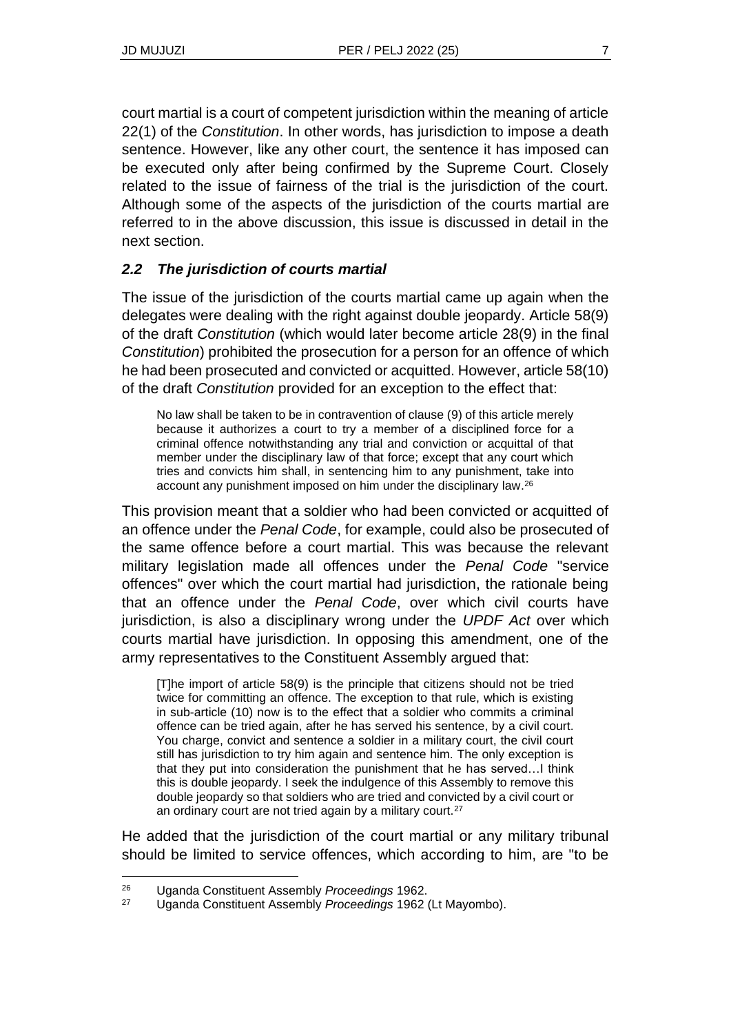court martial is a court of competent jurisdiction within the meaning of article 22(1) of the *Constitution*. In other words, has jurisdiction to impose a death sentence. However, like any other court, the sentence it has imposed can be executed only after being confirmed by the Supreme Court. Closely related to the issue of fairness of the trial is the jurisdiction of the court. Although some of the aspects of the jurisdiction of the courts martial are referred to in the above discussion, this issue is discussed in detail in the next section.

### *2.2 The jurisdiction of courts martial*

The issue of the jurisdiction of the courts martial came up again when the delegates were dealing with the right against double jeopardy. Article 58(9) of the draft *Constitution* (which would later become article 28(9) in the final *Constitution*) prohibited the prosecution for a person for an offence of which he had been prosecuted and convicted or acquitted. However, article 58(10) of the draft *Constitution* provided for an exception to the effect that:

> No law shall be taken to be in contravention of clause (9) of this article merely because it authorizes a court to try a member of a disciplined force for a criminal offence notwithstanding any trial and conviction or acquittal of that member under the disciplinary law of that force; except that any court which tries and convicts him shall, in sentencing him to any punishment, take into account any punishment imposed on him under the disciplinary law.[26]

This provision meant that a soldier who had been convicted or acquitted of an offence under the *Penal Code*, for example, could also be prosecuted of the same offence before a court martial. This was because the relevant military legislation made all offences under the *Penal Code* "service offences" over which the court martial had jurisdiction, the rationale being that an offence under the *Penal Code*, over which civil courts have jurisdiction, is also a disciplinary wrong under the *UPDF Act* over which courts martial have jurisdiction. In opposing this amendment, one of the army representatives to the Constituent Assembly argued that:

> [T]he import of article 58(9) is the principle that citizens should not be tried twice for committing an offence. The exception to that rule, which is existing in sub-article (10) now is to the effect that a soldier who commits a criminal offence can be tried again, after he has served his sentence, by a civil court. You charge, convict and sentence a soldier in a military court, the civil court still has jurisdiction to try him again and sentence him. The only exception is that they put into consideration the punishment that he has served…I think this is double jeopardy. I seek the indulgence of this Assembly to remove this double jeopardy so that soldiers who are tried and convicted by a civil court or an ordinary court are not tried again by a military court.[27]

He added that the jurisdiction of the court martial or any military tribunal should be limited to service offences, which according to him, are "to be

---

[26] Uganda Constituent Assembly *Proceedings* 1962.

[27] Uganda Constituent Assembly *Proceedings* 1962 (Lt Mayombo).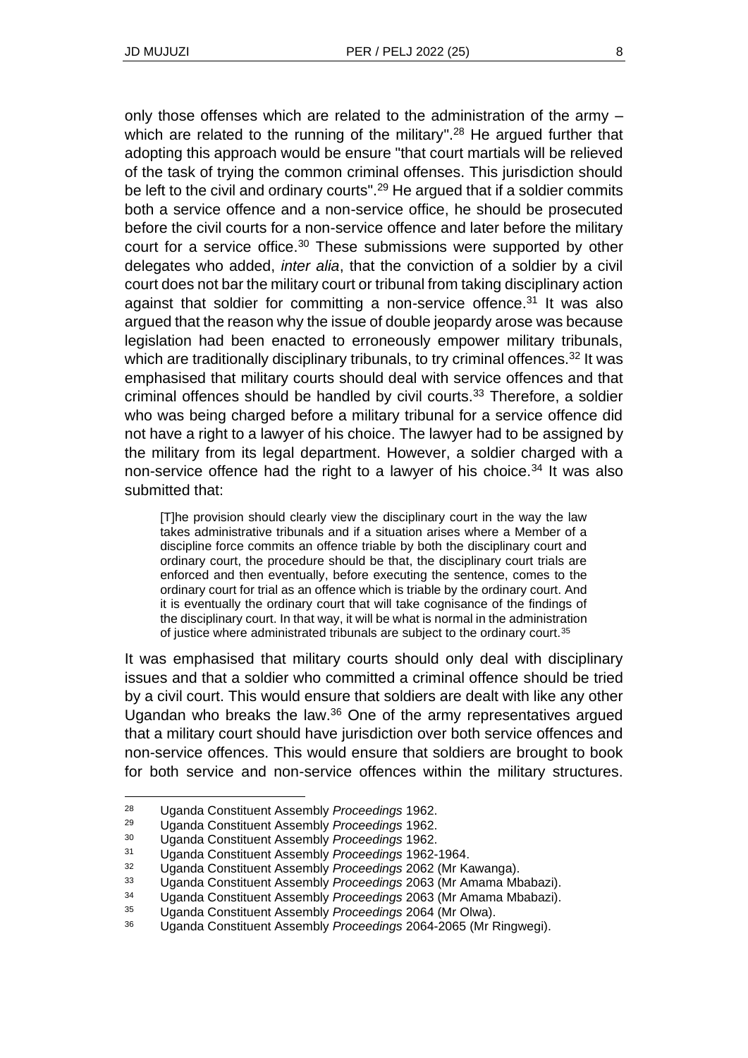only those offenses which are related to the administration of the army – which are related to the running of the military".[28] He argued further that adopting this approach would be ensure "that court martials will be relieved of the task of trying the common criminal offenses. This jurisdiction should be left to the civil and ordinary courts".[29] He argued that if a soldier commits both a service offence and a non-service office, he should be prosecuted before the civil courts for a non-service offence and later before the military court for a service office.[30] These submissions were supported by other delegates who added, *inter alia*, that the conviction of a soldier by a civil court does not bar the military court or tribunal from taking disciplinary action against that soldier for committing a non-service offence.[31] It was also argued that the reason why the issue of double jeopardy arose was because legislation had been enacted to erroneously empower military tribunals, which are traditionally disciplinary tribunals, to try criminal offences.[32] It was emphasised that military courts should deal with service offences and that criminal offences should be handled by civil courts.[33] Therefore, a soldier who was being charged before a military tribunal for a service offence did not have a right to a lawyer of his choice. The lawyer had to be assigned by the military from its legal department. However, a soldier charged with a non-service offence had the right to a lawyer of his choice.[34] It was also submitted that:

> [T]he provision should clearly view the disciplinary court in the way the law takes administrative tribunals and if a situation arises where a Member of a discipline force commits an offence triable by both the disciplinary court and ordinary court, the procedure should be that, the disciplinary court trials are enforced and then eventually, before executing the sentence, comes to the ordinary court for trial as an offence which is triable by the ordinary court. And it is eventually the ordinary court that will take cognisance of the findings of the disciplinary court. In that way, it will be what is normal in the administration of justice where administrated tribunals are subject to the ordinary court.[35]

It was emphasised that military courts should only deal with disciplinary issues and that a soldier who committed a criminal offence should be tried by a civil court. This would ensure that soldiers are dealt with like any other Ugandan who breaks the law.[36] One of the army representatives argued that a military court should have jurisdiction over both service offences and non-service offences. This would ensure that soldiers are brought to book for both service and non-service offences within the military structures.

---

28 Uganda Constituent Assembly *Proceedings* 1962.

29 Uganda Constituent Assembly *Proceedings* 1962.

30 Uganda Constituent Assembly *Proceedings* 1962.

31 Uganda Constituent Assembly *Proceedings* 1962-1964.

32 Uganda Constituent Assembly *Proceedings* 2062 (Mr Kawanga).

33 Uganda Constituent Assembly *Proceedings* 2063 (Mr Amama Mbabazi).

34 Uganda Constituent Assembly *Proceedings* 2063 (Mr Amama Mbabazi).

35 Uganda Constituent Assembly *Proceedings* 2064 (Mr Olwa).

36 Uganda Constituent Assembly *Proceedings* 2064-2065 (Mr Ringwegi).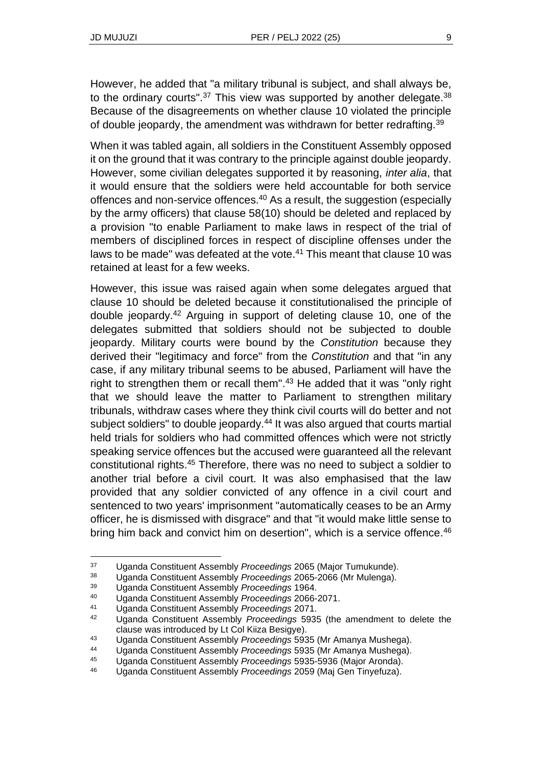However, he added that "a military tribunal is subject, and shall always be, to the ordinary courts".[37] This view was supported by another delegate.[38] Because of the disagreements on whether clause 10 violated the principle of double jeopardy, the amendment was withdrawn for better redrafting.[39]

When it was tabled again, all soldiers in the Constituent Assembly opposed it on the ground that it was contrary to the principle against double jeopardy. However, some civilian delegates supported it by reasoning, *inter alia*, that it would ensure that the soldiers were held accountable for both service offences and non-service offences.[40] As a result, the suggestion (especially by the army officers) that clause 58(10) should be deleted and replaced by a provision "to enable Parliament to make laws in respect of the trial of members of disciplined forces in respect of discipline offenses under the laws to be made" was defeated at the vote.[41] This meant that clause 10 was retained at least for a few weeks.

However, this issue was raised again when some delegates argued that clause 10 should be deleted because it constitutionalised the principle of double jeopardy.[42] Arguing in support of deleting clause 10, one of the delegates submitted that soldiers should not be subjected to double jeopardy. Military courts were bound by the *Constitution* because they derived their "legitimacy and force" from the *Constitution* and that "in any case, if any military tribunal seems to be abused, Parliament will have the right to strengthen them or recall them".[43] He added that it was "only right that we should leave the matter to Parliament to strengthen military tribunals, withdraw cases where they think civil courts will do better and not subject soldiers" to double jeopardy.[44] It was also argued that courts martial held trials for soldiers who had committed offences which were not strictly speaking service offences but the accused were guaranteed all the relevant constitutional rights.[45] Therefore, there was no need to subject a soldier to another trial before a civil court. It was also emphasised that the law provided that any soldier convicted of any offence in a civil court and sentenced to two years' imprisonment "automatically ceases to be an Army officer, he is dismissed with disgrace" and that "it would make little sense to bring him back and convict him on desertion", which is a service offence.[46]

---

37 Uganda Constituent Assembly *Proceedings* 2065 (Major Tumukunde).

38 Uganda Constituent Assembly *Proceedings* 2065-2066 (Mr Mulenga).

39 Uganda Constituent Assembly *Proceedings* 1964.

40 Uganda Constituent Assembly *Proceedings* 2066-2071.

41 Uganda Constituent Assembly *Proceedings* 2071.

42 Uganda Constituent Assembly *Proceedings* 5935 (the amendment to delete the clause was introduced by Lt Col Kiiza Besigye).

43 Uganda Constituent Assembly *Proceedings* 5935 (Mr Amanya Mushega).

44 Uganda Constituent Assembly *Proceedings* 5935 (Mr Amanya Mushega).

45 Uganda Constituent Assembly *Proceedings* 5935-5936 (Major Aronda).

46 Uganda Constituent Assembly *Proceedings* 2059 (Maj Gen Tinyefuza).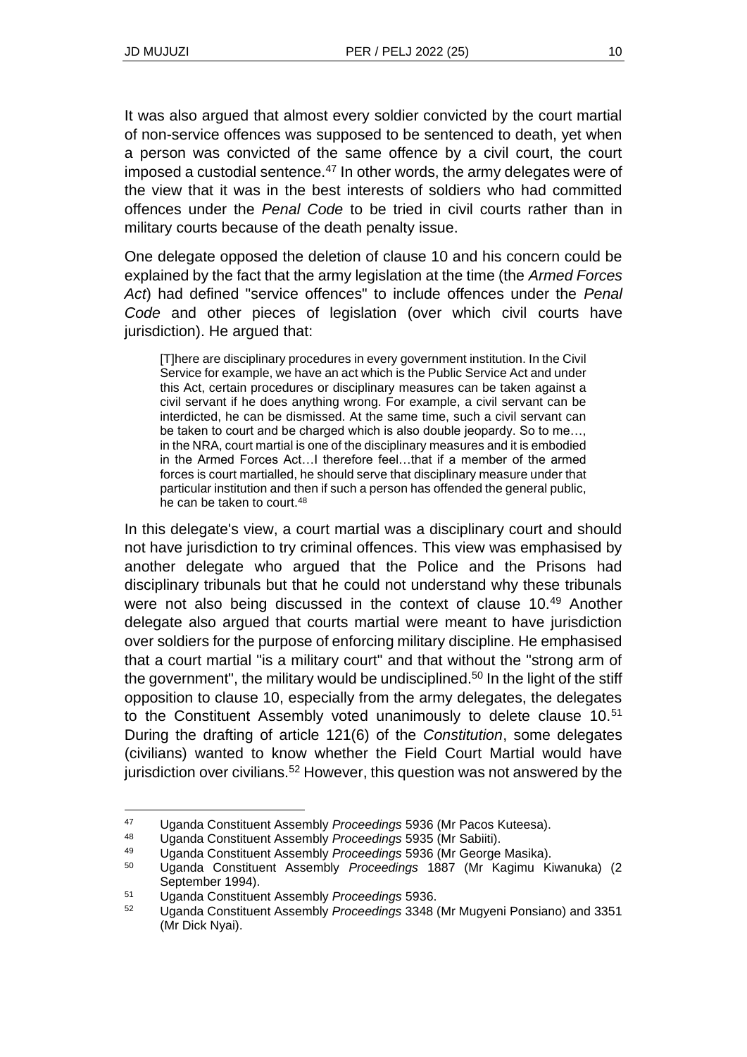It was also argued that almost every soldier convicted by the court martial of non-service offences was supposed to be sentenced to death, yet when a person was convicted of the same offence by a civil court, the court imposed a custodial sentence.[47] In other words, the army delegates were of the view that it was in the best interests of soldiers who had committed offences under the *Penal Code* to be tried in civil courts rather than in military courts because of the death penalty issue.

One delegate opposed the deletion of clause 10 and his concern could be explained by the fact that the army legislation at the time (the *Armed Forces Act*) had defined "service offences" to include offences under the *Penal Code* and other pieces of legislation (over which civil courts have jurisdiction). He argued that:

> [T]here are disciplinary procedures in every government institution. In the Civil Service for example, we have an act which is the Public Service Act and under this Act, certain procedures or disciplinary measures can be taken against a civil servant if he does anything wrong. For example, a civil servant can be interdicted, he can be dismissed. At the same time, such a civil servant can be taken to court and be charged which is also double jeopardy. So to me…, in the NRA, court martial is one of the disciplinary measures and it is embodied in the Armed Forces Act…I therefore feel…that if a member of the armed forces is court martialled, he should serve that disciplinary measure under that particular institution and then if such a person has offended the general public, he can be taken to court.[48]

In this delegate's view, a court martial was a disciplinary court and should not have jurisdiction to try criminal offences. This view was emphasised by another delegate who argued that the Police and the Prisons had disciplinary tribunals but that he could not understand why these tribunals were not also being discussed in the context of clause 10.[49] Another delegate also argued that courts martial were meant to have jurisdiction over soldiers for the purpose of enforcing military discipline. He emphasised that a court martial "is a military court" and that without the "strong arm of the government", the military would be undisciplined.[50] In the light of the stiff opposition to clause 10, especially from the army delegates, the delegates to the Constituent Assembly voted unanimously to delete clause 10.[51] During the drafting of article 121(6) of the *Constitution*, some delegates (civilians) wanted to know whether the Field Court Martial would have jurisdiction over civilians.[52] However, this question was not answered by the

---

[47] Uganda Constituent Assembly *Proceedings* 5936 (Mr Pacos Kuteesa).

[48] Uganda Constituent Assembly *Proceedings* 5935 (Mr Sabiiti).

[49] Uganda Constituent Assembly *Proceedings* 5936 (Mr George Masika).

[50] Uganda Constituent Assembly *Proceedings* 1887 (Mr Kagimu Kiwanuka) (2 September 1994).

[51] Uganda Constituent Assembly *Proceedings* 5936.

[52] Uganda Constituent Assembly *Proceedings* 3348 (Mr Mugyeni Ponsiano) and 3351 (Mr Dick Nyai).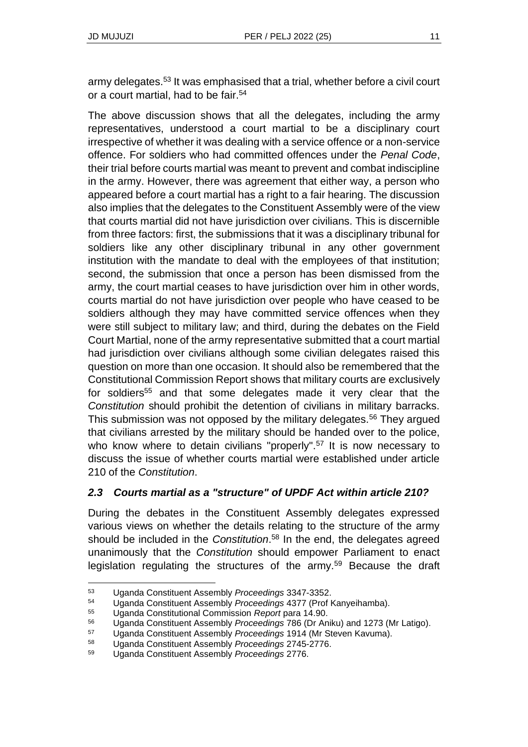army delegates.[53] It was emphasised that a trial, whether before a civil court or a court martial, had to be fair.[54]

The above discussion shows that all the delegates, including the army representatives, understood a court martial to be a disciplinary court irrespective of whether it was dealing with a service offence or a non-service offence. For soldiers who had committed offences under the *Penal Code*, their trial before courts martial was meant to prevent and combat indiscipline in the army. However, there was agreement that either way, a person who appeared before a court martial has a right to a fair hearing. The discussion also implies that the delegates to the Constituent Assembly were of the view that courts martial did not have jurisdiction over civilians. This is discernible from three factors: first, the submissions that it was a disciplinary tribunal for soldiers like any other disciplinary tribunal in any other government institution with the mandate to deal with the employees of that institution; second, the submission that once a person has been dismissed from the army, the court martial ceases to have jurisdiction over him in other words, courts martial do not have jurisdiction over people who have ceased to be soldiers although they may have committed service offences when they were still subject to military law; and third, during the debates on the Field Court Martial, none of the army representative submitted that a court martial had jurisdiction over civilians although some civilian delegates raised this question on more than one occasion. It should also be remembered that the Constitutional Commission Report shows that military courts are exclusively for soldiers[55] and that some delegates made it very clear that the *Constitution* should prohibit the detention of civilians in military barracks. This submission was not opposed by the military delegates.[56] They argued that civilians arrested by the military should be handed over to the police, who know where to detain civilians "properly".[57] It is now necessary to discuss the issue of whether courts martial were established under article 210 of the *Constitution*.

### *2.3 Courts martial as a "structure" of UPDF Act within article 210?*

During the debates in the Constituent Assembly delegates expressed various views on whether the details relating to the structure of the army should be included in the *Constitution*.[58] In the end, the delegates agreed unanimously that the *Constitution* should empower Parliament to enact legislation regulating the structures of the army.[59] Because the draft

---

[53] Uganda Constituent Assembly *Proceedings* 3347-3352.

[54] Uganda Constituent Assembly *Proceedings* 4377 (Prof Kanyeihamba).

[55] Uganda Constitutional Commission *Report* para 14.90.

[56] Uganda Constituent Assembly *Proceedings* 786 (Dr Aniku) and 1273 (Mr Latigo).

[57] Uganda Constituent Assembly *Proceedings* 1914 (Mr Steven Kavuma).

[58] Uganda Constituent Assembly *Proceedings* 2745-2776.

[59] Uganda Constituent Assembly *Proceedings* 2776.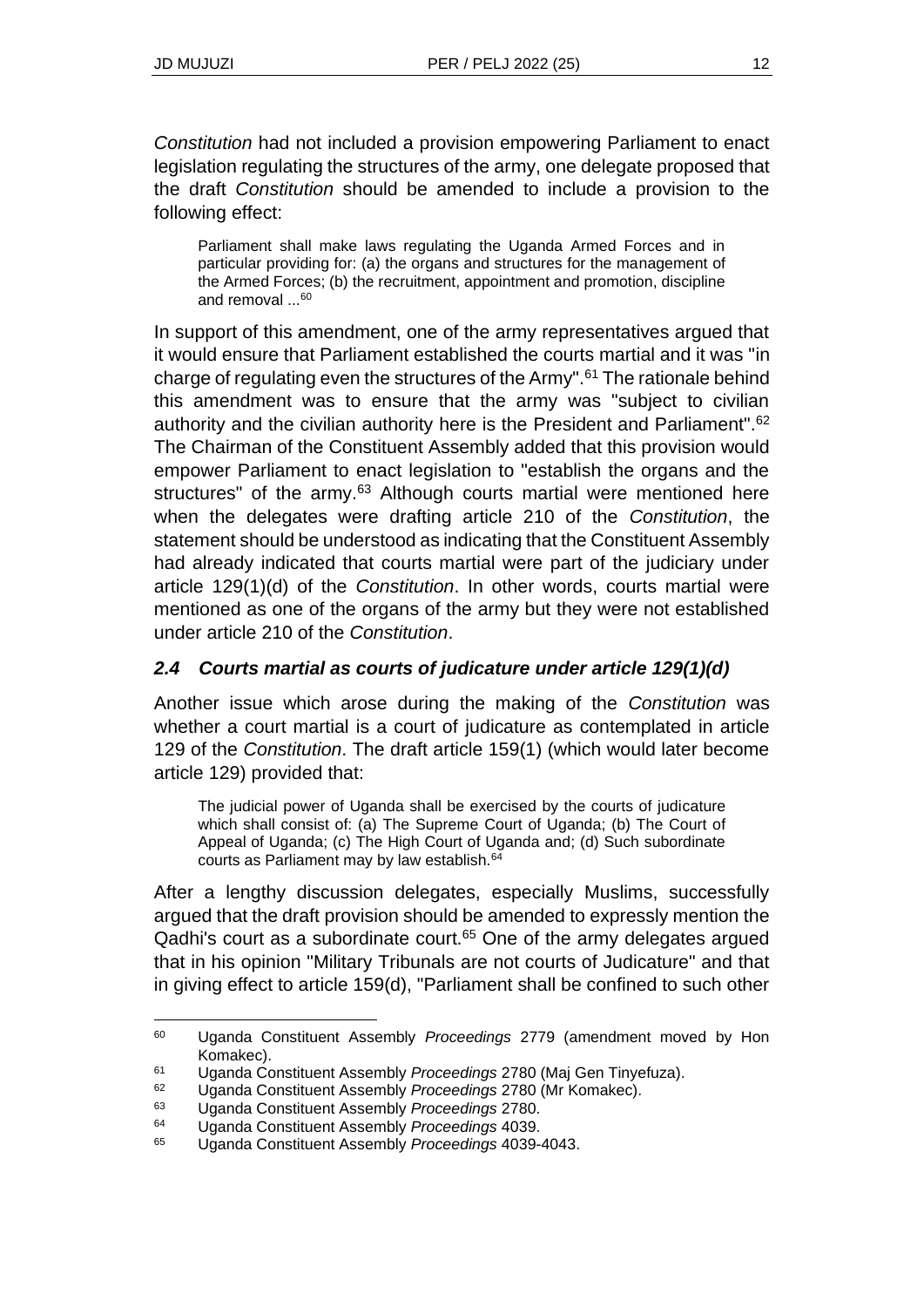*Constitution* had not included a provision empowering Parliament to enact legislation regulating the structures of the army, one delegate proposed that the draft *Constitution* should be amended to include a provision to the following effect:

> Parliament shall make laws regulating the Uganda Armed Forces and in particular providing for: (a) the organs and structures for the management of the Armed Forces; (b) the recruitment, appointment and promotion, discipline and removal ...[60]

In support of this amendment, one of the army representatives argued that it would ensure that Parliament established the courts martial and it was "in charge of regulating even the structures of the Army".[61] The rationale behind this amendment was to ensure that the army was "subject to civilian authority and the civilian authority here is the President and Parliament".[62] The Chairman of the Constituent Assembly added that this provision would empower Parliament to enact legislation to "establish the organs and the structures" of the army.[63] Although courts martial were mentioned here when the delegates were drafting article 210 of the *Constitution*, the statement should be understood as indicating that the Constituent Assembly had already indicated that courts martial were part of the judiciary under article 129(1)(d) of the *Constitution*. In other words, courts martial were mentioned as one of the organs of the army but they were not established under article 210 of the *Constitution*.

### *2.4 Courts martial as courts of judicature under article 129(1)(d)*

Another issue which arose during the making of the *Constitution* was whether a court martial is a court of judicature as contemplated in article 129 of the *Constitution*. The draft article 159(1) (which would later become article 129) provided that:

> The judicial power of Uganda shall be exercised by the courts of judicature which shall consist of: (a) The Supreme Court of Uganda; (b) The Court of Appeal of Uganda; (c) The High Court of Uganda and; (d) Such subordinate courts as Parliament may by law establish.[64]

After a lengthy discussion delegates, especially Muslims, successfully argued that the draft provision should be amended to expressly mention the Qadhi's court as a subordinate court.[65] One of the army delegates argued that in his opinion "Military Tribunals are not courts of Judicature" and that in giving effect to article 159(d), "Parliament shall be confined to such other

---

[60] Uganda Constituent Assembly *Proceedings* 2779 (amendment moved by Hon Komakec).

[61] Uganda Constituent Assembly *Proceedings* 2780 (Maj Gen Tinyefuza).

[62] Uganda Constituent Assembly *Proceedings* 2780 (Mr Komakec).

[63] Uganda Constituent Assembly *Proceedings* 2780.

[64] Uganda Constituent Assembly *Proceedings* 4039.

[65] Uganda Constituent Assembly *Proceedings* 4039-4043.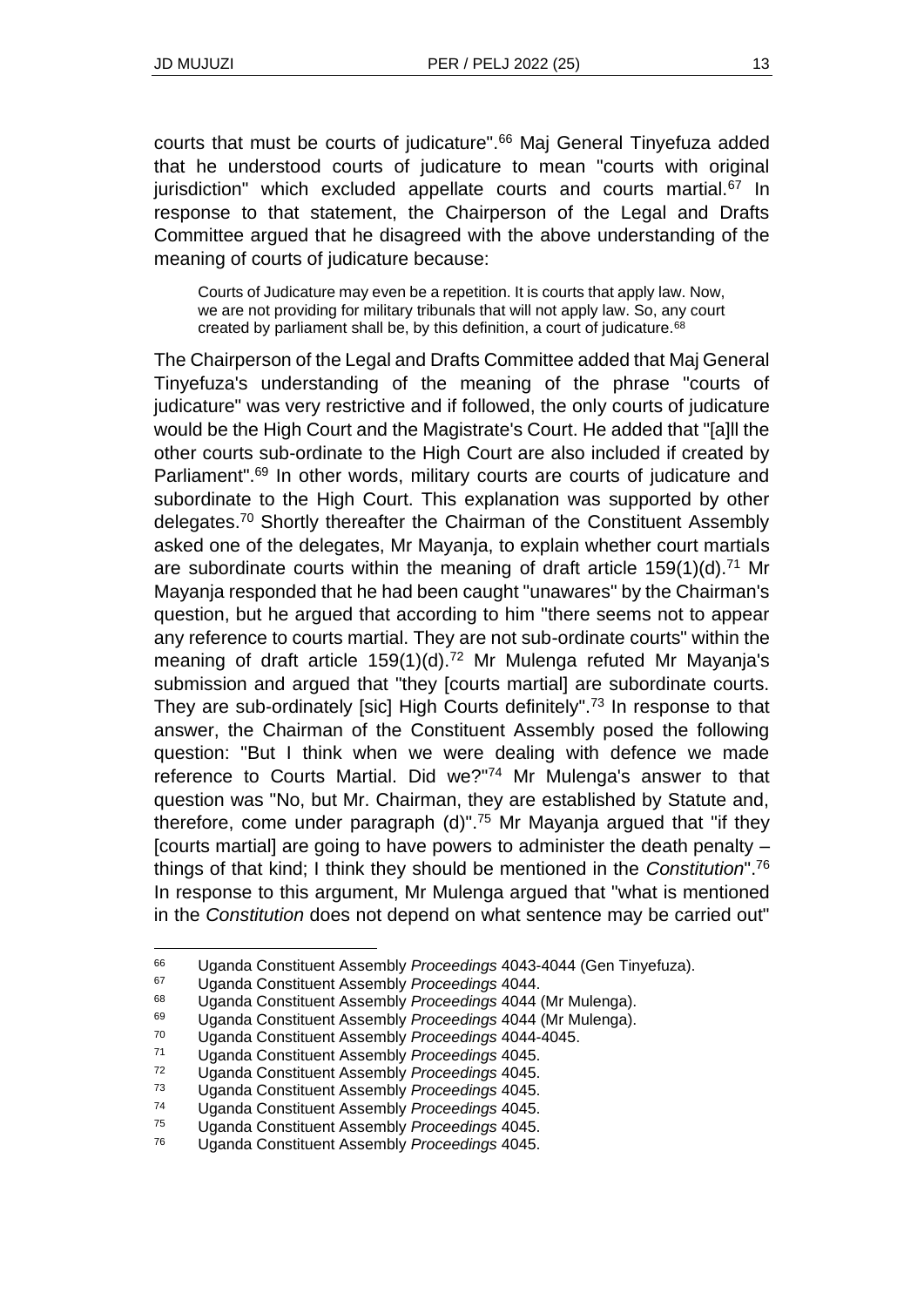courts that must be courts of judicature".[66] Maj General Tinyefuza added that he understood courts of judicature to mean "courts with original jurisdiction" which excluded appellate courts and courts martial.[67] In response to that statement, the Chairperson of the Legal and Drafts Committee argued that he disagreed with the above understanding of the meaning of courts of judicature because:

> Courts of Judicature may even be a repetition. It is courts that apply law. Now, we are not providing for military tribunals that will not apply law. So, any court created by parliament shall be, by this definition, a court of judicature.[68]

The Chairperson of the Legal and Drafts Committee added that Maj General Tinyefuza's understanding of the meaning of the phrase "courts of judicature" was very restrictive and if followed, the only courts of judicature would be the High Court and the Magistrate's Court. He added that "[a]ll the other courts sub-ordinate to the High Court are also included if created by Parliament".[69] In other words, military courts are courts of judicature and subordinate to the High Court. This explanation was supported by other delegates.[70] Shortly thereafter the Chairman of the Constituent Assembly asked one of the delegates, Mr Mayanja, to explain whether court martials are subordinate courts within the meaning of draft article 159(1)(d).[71] Mr Mayanja responded that he had been caught "unawares" by the Chairman's question, but he argued that according to him "there seems not to appear any reference to courts martial. They are not sub-ordinate courts" within the meaning of draft article 159(1)(d).[72] Mr Mulenga refuted Mr Mayanja's submission and argued that "they [courts martial] are subordinate courts. They are sub-ordinately [sic] High Courts definitely".[73] In response to that answer, the Chairman of the Constituent Assembly posed the following question: "But I think when we were dealing with defence we made reference to Courts Martial. Did we?"[74] Mr Mulenga's answer to that question was "No, but Mr. Chairman, they are established by Statute and, therefore, come under paragraph (d)".[75] Mr Mayanja argued that "if they [courts martial] are going to have powers to administer the death penalty – things of that kind; I think they should be mentioned in the *Constitution*".[76] In response to this argument, Mr Mulenga argued that "what is mentioned in the *Constitution* does not depend on what sentence may be carried out"

---

66 Uganda Constituent Assembly *Proceedings* 4043-4044 (Gen Tinyefuza).

67 Uganda Constituent Assembly *Proceedings* 4044.

68 Uganda Constituent Assembly *Proceedings* 4044 (Mr Mulenga).

69 Uganda Constituent Assembly *Proceedings* 4044 (Mr Mulenga).

70 Uganda Constituent Assembly *Proceedings* 4044-4045.

71 Uganda Constituent Assembly *Proceedings* 4045.

72 Uganda Constituent Assembly *Proceedings* 4045.

73 Uganda Constituent Assembly *Proceedings* 4045.

74 Uganda Constituent Assembly *Proceedings* 4045.

75 Uganda Constituent Assembly *Proceedings* 4045.

76 Uganda Constituent Assembly *Proceedings* 4045.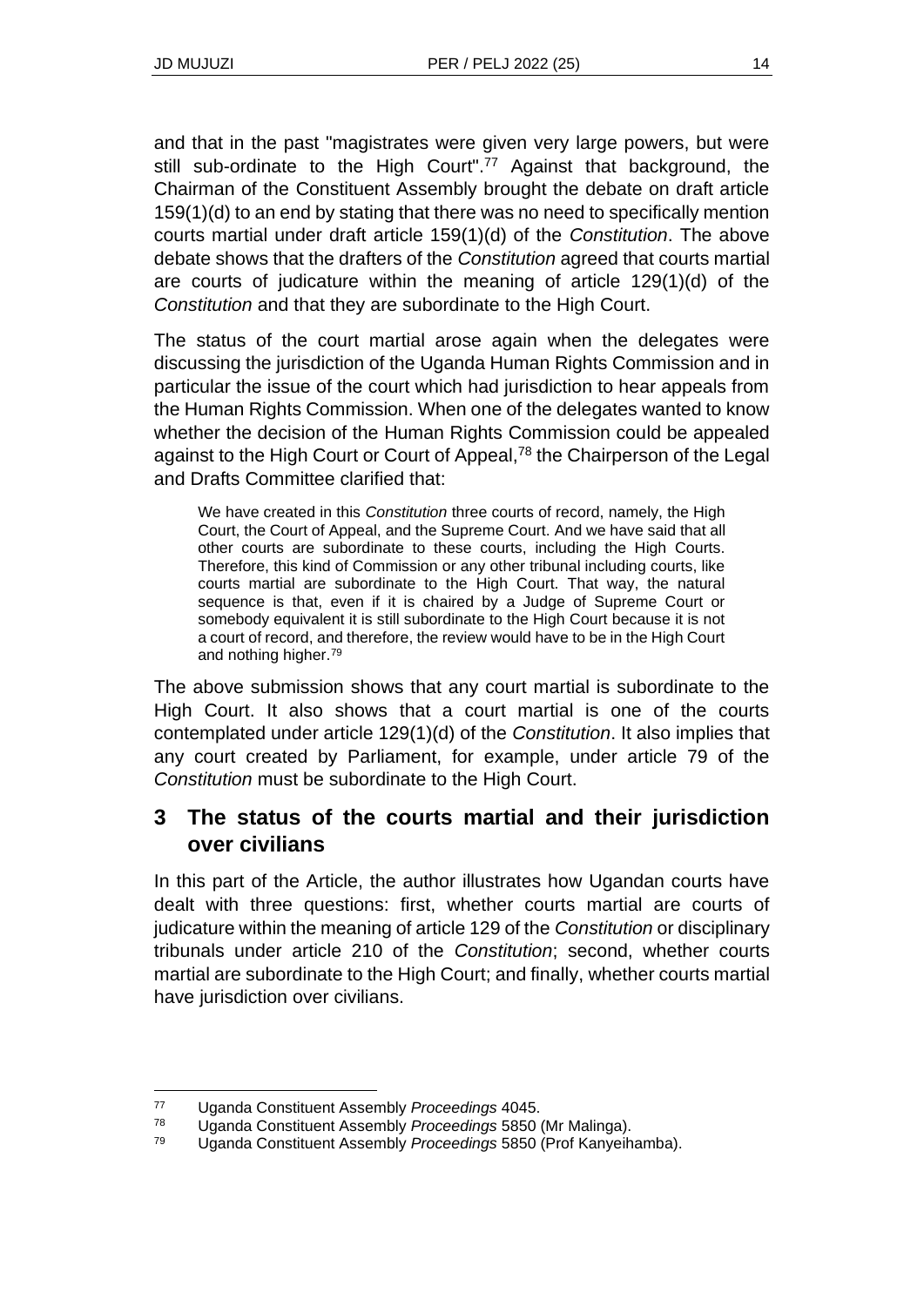and that in the past "magistrates were given very large powers, but were still sub-ordinate to the High Court".[77] Against that background, the Chairman of the Constituent Assembly brought the debate on draft article 159(1)(d) to an end by stating that there was no need to specifically mention courts martial under draft article 159(1)(d) of the *Constitution*. The above debate shows that the drafters of the *Constitution* agreed that courts martial are courts of judicature within the meaning of article 129(1)(d) of the *Constitution* and that they are subordinate to the High Court.

The status of the court martial arose again when the delegates were discussing the jurisdiction of the Uganda Human Rights Commission and in particular the issue of the court which had jurisdiction to hear appeals from the Human Rights Commission. When one of the delegates wanted to know whether the decision of the Human Rights Commission could be appealed against to the High Court or Court of Appeal,[78] the Chairperson of the Legal and Drafts Committee clarified that:

> We have created in this *Constitution* three courts of record, namely, the High Court, the Court of Appeal, and the Supreme Court. And we have said that all other courts are subordinate to these courts, including the High Courts. Therefore, this kind of Commission or any other tribunal including courts, like courts martial are subordinate to the High Court. That way, the natural sequence is that, even if it is chaired by a Judge of Supreme Court or somebody equivalent it is still subordinate to the High Court because it is not a court of record, and therefore, the review would have to be in the High Court and nothing higher.[79]

The above submission shows that any court martial is subordinate to the High Court. It also shows that a court martial is one of the courts contemplated under article 129(1)(d) of the *Constitution*. It also implies that any court created by Parliament, for example, under article 79 of the *Constitution* must be subordinate to the High Court.

## 3 The status of the courts martial and their jurisdiction over civilians

In this part of the Article, the author illustrates how Ugandan courts have dealt with three questions: first, whether courts martial are courts of judicature within the meaning of article 129 of the *Constitution* or disciplinary tribunals under article 210 of the *Constitution*; second, whether courts martial are subordinate to the High Court; and finally, whether courts martial have jurisdiction over civilians.

---

[77] Uganda Constituent Assembly *Proceedings* 4045.

[78] Uganda Constituent Assembly *Proceedings* 5850 (Mr Malinga).

[79] Uganda Constituent Assembly *Proceedings* 5850 (Prof Kanyeihamba).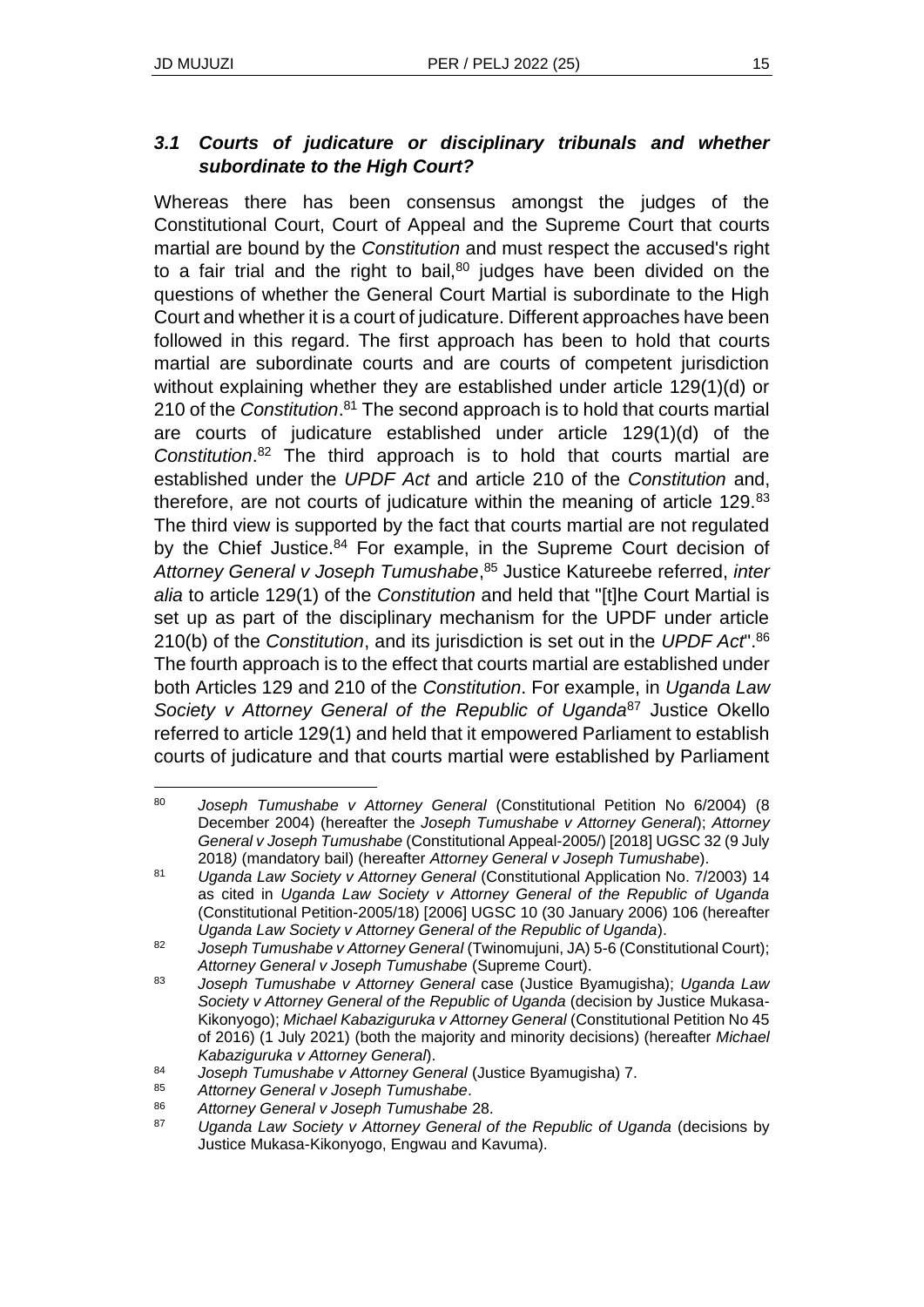### *3.1 Courts of judicature or disciplinary tribunals and whether subordinate to the High Court?*

Whereas there has been consensus amongst the judges of the Constitutional Court, Court of Appeal and the Supreme Court that courts martial are bound by the *Constitution* and must respect the accused's right to a fair trial and the right to bail,[80] judges have been divided on the questions of whether the General Court Martial is subordinate to the High Court and whether it is a court of judicature. Different approaches have been followed in this regard. The first approach has been to hold that courts martial are subordinate courts and are courts of competent jurisdiction without explaining whether they are established under article 129(1)(d) or 210 of the *Constitution*.[81] The second approach is to hold that courts martial are courts of judicature established under article 129(1)(d) of the *Constitution*.[82] The third approach is to hold that courts martial are established under the *UPDF Act* and article 210 of the *Constitution* and, therefore, are not courts of judicature within the meaning of article 129.[83] The third view is supported by the fact that courts martial are not regulated by the Chief Justice.[84] For example, in the Supreme Court decision of *Attorney General v Joseph Tumushabe*,[85] Justice Katureebe referred, *inter alia* to article 129(1) of the *Constitution* and held that "[t]he Court Martial is set up as part of the disciplinary mechanism for the UPDF under article 210(b) of the *Constitution*, and its jurisdiction is set out in the *UPDF Act*".[86] The fourth approach is to the effect that courts martial are established under both Articles 129 and 210 of the *Constitution*. For example, in *Uganda Law Society v Attorney General of the Republic of Uganda*[87] Justice Okello referred to article 129(1) and held that it empowered Parliament to establish courts of judicature and that courts martial were established by Parliament

---

[80] *Joseph Tumushabe v Attorney General* (Constitutional Petition No 6/2004) (8 December 2004) (hereafter the *Joseph Tumushabe v Attorney General*); *Attorney General v Joseph Tumushabe* (Constitutional Appeal-2005/) [2018] UGSC 32 (9 July 2018) (mandatory bail) (hereafter *Attorney General v Joseph Tumushabe*).

[81] *Uganda Law Society v Attorney General* (Constitutional Application No. 7/2003) 14 as cited in *Uganda Law Society v Attorney General of the Republic of Uganda* (Constitutional Petition-2005/18) [2006] UGSC 10 (30 January 2006) 106 (hereafter *Uganda Law Society v Attorney General of the Republic of Uganda*).

[82] *Joseph Tumushabe v Attorney General* (Twinomujuni, JA) 5-6 (Constitutional Court); *Attorney General v Joseph Tumushabe* (Supreme Court).

[83] *Joseph Tumushabe v Attorney General* case (Justice Byamugisha); *Uganda Law Society v Attorney General of the Republic of Uganda* (decision by Justice Mukasa-Kikonyogo); *Michael Kabaziguruka v Attorney General* (Constitutional Petition No 45 of 2016) (1 July 2021) (both the majority and minority decisions) (hereafter *Michael Kabaziguruka v Attorney General*).

[84] *Joseph Tumushabe v Attorney General* (Justice Byamugisha) 7.

[85] *Attorney General v Joseph Tumushabe*.

[86] *Attorney General v Joseph Tumushabe* 28.

[87] *Uganda Law Society v Attorney General of the Republic of Uganda* (decisions by Justice Mukasa-Kikonyogo, Engwau and Kavuma).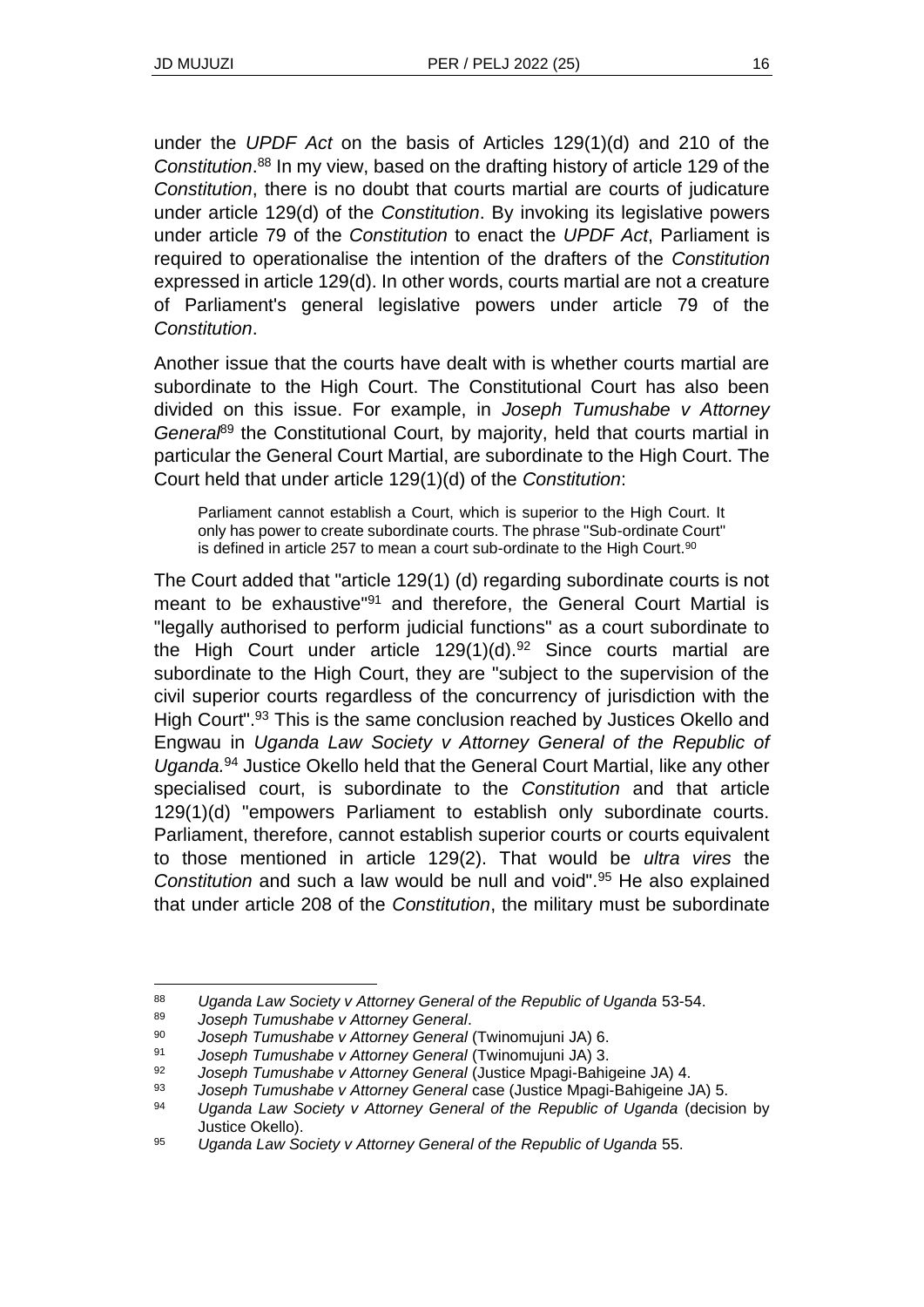under the *UPDF Act* on the basis of Articles 129(1)(d) and 210 of the *Constitution*.[88] In my view, based on the drafting history of article 129 of the *Constitution*, there is no doubt that courts martial are courts of judicature under article 129(d) of the *Constitution*. By invoking its legislative powers under article 79 of the *Constitution* to enact the *UPDF Act*, Parliament is required to operationalise the intention of the drafters of the *Constitution* expressed in article 129(d). In other words, courts martial are not a creature of Parliament's general legislative powers under article 79 of the *Constitution*.

Another issue that the courts have dealt with is whether courts martial are subordinate to the High Court. The Constitutional Court has also been divided on this issue. For example, in *Joseph Tumushabe v Attorney General*[89] the Constitutional Court, by majority, held that courts martial in particular the General Court Martial, are subordinate to the High Court. The Court held that under article 129(1)(d) of the *Constitution*:

> Parliament cannot establish a Court, which is superior to the High Court. It only has power to create subordinate courts. The phrase "Sub-ordinate Court" is defined in article 257 to mean a court sub-ordinate to the High Court.[90]

The Court added that "article 129(1) (d) regarding subordinate courts is not meant to be exhaustive"[91] and therefore, the General Court Martial is "legally authorised to perform judicial functions" as a court subordinate to the High Court under article 129(1)(d).[92] Since courts martial are subordinate to the High Court, they are "subject to the supervision of the civil superior courts regardless of the concurrency of jurisdiction with the High Court".[93] This is the same conclusion reached by Justices Okello and Engwau in *Uganda Law Society v Attorney General of the Republic of Uganda.*[94] Justice Okello held that the General Court Martial, like any other specialised court, is subordinate to the *Constitution* and that article 129(1)(d) "empowers Parliament to establish only subordinate courts. Parliament, therefore, cannot establish superior courts or courts equivalent to those mentioned in article 129(2). That would be *ultra vires* the *Constitution* and such a law would be null and void".[95] He also explained that under article 208 of the *Constitution*, the military must be subordinate

---

88 *Uganda Law Society v Attorney General of the Republic of Uganda* 53-54.

89 *Joseph Tumushabe v Attorney General*.

90 *Joseph Tumushabe v Attorney General* (Twinomujuni JA) 6.

91 *Joseph Tumushabe v Attorney General* (Twinomujuni JA) 3.

92 *Joseph Tumushabe v Attorney General* (Justice Mpagi-Bahigeine JA) 4.

93 *Joseph Tumushabe v Attorney General* case (Justice Mpagi-Bahigeine JA) 5.

94 *Uganda Law Society v Attorney General of the Republic of Uganda* (decision by Justice Okello).

95 *Uganda Law Society v Attorney General of the Republic of Uganda* 55.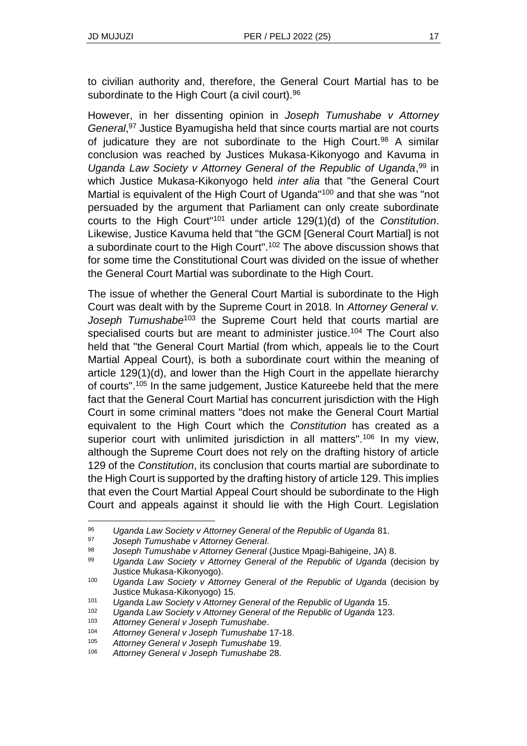to civilian authority and, therefore, the General Court Martial has to be subordinate to the High Court (a civil court).[96]

However, in her dissenting opinion in *Joseph Tumushabe v Attorney General*,[97] Justice Byamugisha held that since courts martial are not courts of judicature they are not subordinate to the High Court.[98] A similar conclusion was reached by Justices Mukasa-Kikonyogo and Kavuma in *Uganda Law Society v Attorney General of the Republic of Uganda*,[99] in which Justice Mukasa-Kikonyogo held *inter alia* that "the General Court Martial is equivalent of the High Court of Uganda"[100] and that she was "not persuaded by the argument that Parliament can only create subordinate courts to the High Court"[101] under article 129(1)(d) of the *Constitution*. Likewise, Justice Kavuma held that "the GCM [General Court Martial] is not a subordinate court to the High Court".[102] The above discussion shows that for some time the Constitutional Court was divided on the issue of whether the General Court Martial was subordinate to the High Court.

The issue of whether the General Court Martial is subordinate to the High Court was dealt with by the Supreme Court in 2018. In *Attorney General v. Joseph Tumushabe*[103] the Supreme Court held that courts martial are specialised courts but are meant to administer justice.[104] The Court also held that "the General Court Martial (from which, appeals lie to the Court Martial Appeal Court), is both a subordinate court within the meaning of article 129(1)(d), and lower than the High Court in the appellate hierarchy of courts".[105] In the same judgement, Justice Katureebe held that the mere fact that the General Court Martial has concurrent jurisdiction with the High Court in some criminal matters "does not make the General Court Martial equivalent to the High Court which the *Constitution* has created as a superior court with unlimited jurisdiction in all matters".[106] In my view, although the Supreme Court does not rely on the drafting history of article 129 of the *Constitution*, its conclusion that courts martial are subordinate to the High Court is supported by the drafting history of article 129. This implies that even the Court Martial Appeal Court should be subordinate to the High Court and appeals against it should lie with the High Court. Legislation

---

96 *Uganda Law Society v Attorney General of the Republic of Uganda* 81.

97 *Joseph Tumushabe v Attorney General*.

98 *Joseph Tumushabe v Attorney General* (Justice Mpagi-Bahigeine, JA) 8.

99 *Uganda Law Society v Attorney General of the Republic of Uganda* (decision by Justice Mukasa-Kikonyogo).

100 *Uganda Law Society v Attorney General of the Republic of Uganda* (decision by Justice Mukasa-Kikonyogo) 15.

101 *Uganda Law Society v Attorney General of the Republic of Uganda* 15.

102 *Uganda Law Society v Attorney General of the Republic of Uganda* 123.

103 *Attorney General v Joseph Tumushabe*.

104 *Attorney General v Joseph Tumushabe* 17-18.

105 *Attorney General v Joseph Tumushabe* 19.

106 *Attorney General v Joseph Tumushabe* 28.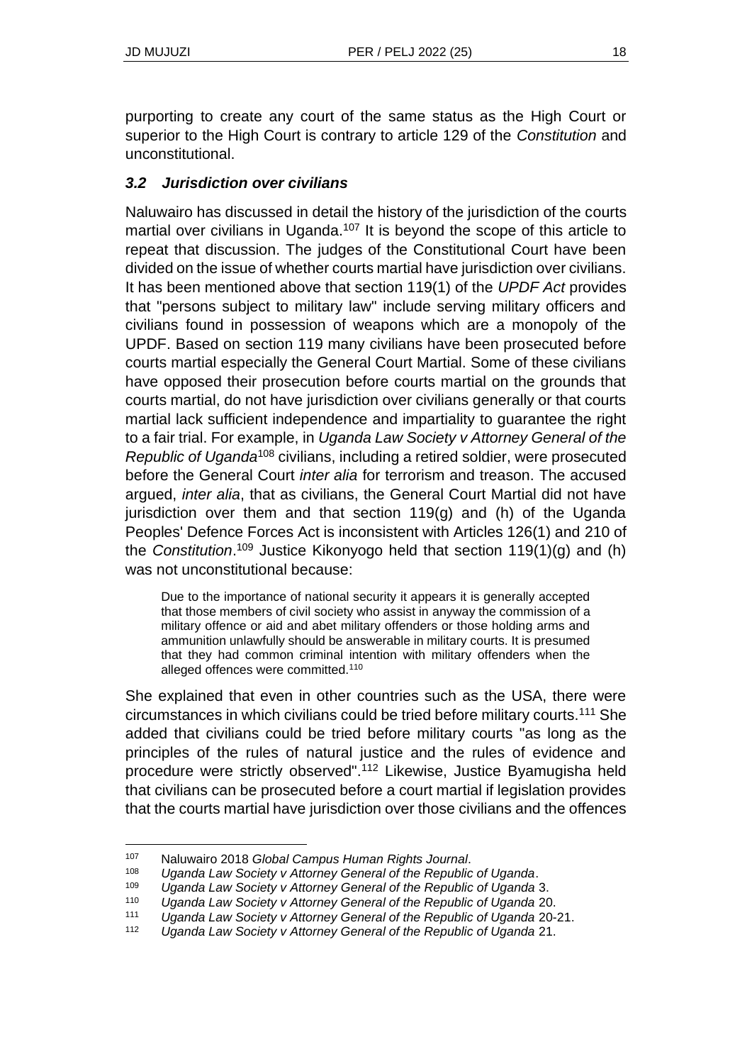purporting to create any court of the same status as the High Court or superior to the High Court is contrary to article 129 of the *Constitution* and unconstitutional.

### *3.2 Jurisdiction over civilians*

Naluwairo has discussed in detail the history of the jurisdiction of the courts martial over civilians in Uganda.[107] It is beyond the scope of this article to repeat that discussion. The judges of the Constitutional Court have been divided on the issue of whether courts martial have jurisdiction over civilians. It has been mentioned above that section 119(1) of the *UPDF Act* provides that "persons subject to military law" include serving military officers and civilians found in possession of weapons which are a monopoly of the UPDF. Based on section 119 many civilians have been prosecuted before courts martial especially the General Court Martial. Some of these civilians have opposed their prosecution before courts martial on the grounds that courts martial, do not have jurisdiction over civilians generally or that courts martial lack sufficient independence and impartiality to guarantee the right to a fair trial. For example, in *Uganda Law Society v Attorney General of the Republic of Uganda*[108] civilians, including a retired soldier, were prosecuted before the General Court *inter alia* for terrorism and treason. The accused argued, *inter alia*, that as civilians, the General Court Martial did not have jurisdiction over them and that section 119(g) and (h) of the Uganda Peoples' Defence Forces Act is inconsistent with Articles 126(1) and 210 of the *Constitution*.[109] Justice Kikonyogo held that section 119(1)(g) and (h) was not unconstitutional because:

> Due to the importance of national security it appears it is generally accepted that those members of civil society who assist in anyway the commission of a military offence or aid and abet military offenders or those holding arms and ammunition unlawfully should be answerable in military courts. It is presumed that they had common criminal intention with military offenders when the alleged offences were committed.[110]

She explained that even in other countries such as the USA, there were circumstances in which civilians could be tried before military courts.[111] She added that civilians could be tried before military courts "as long as the principles of the rules of natural justice and the rules of evidence and procedure were strictly observed".[112] Likewise, Justice Byamugisha held that civilians can be prosecuted before a court martial if legislation provides that the courts martial have jurisdiction over those civilians and the offences

---

[107] Naluwairo 2018 *Global Campus Human Rights Journal*.

[108] *Uganda Law Society v Attorney General of the Republic of Uganda*.

[109] *Uganda Law Society v Attorney General of the Republic of Uganda* 3.

[110] *Uganda Law Society v Attorney General of the Republic of Uganda* 20.

[111] *Uganda Law Society v Attorney General of the Republic of Uganda* 20-21.

[112] *Uganda Law Society v Attorney General of the Republic of Uganda* 21.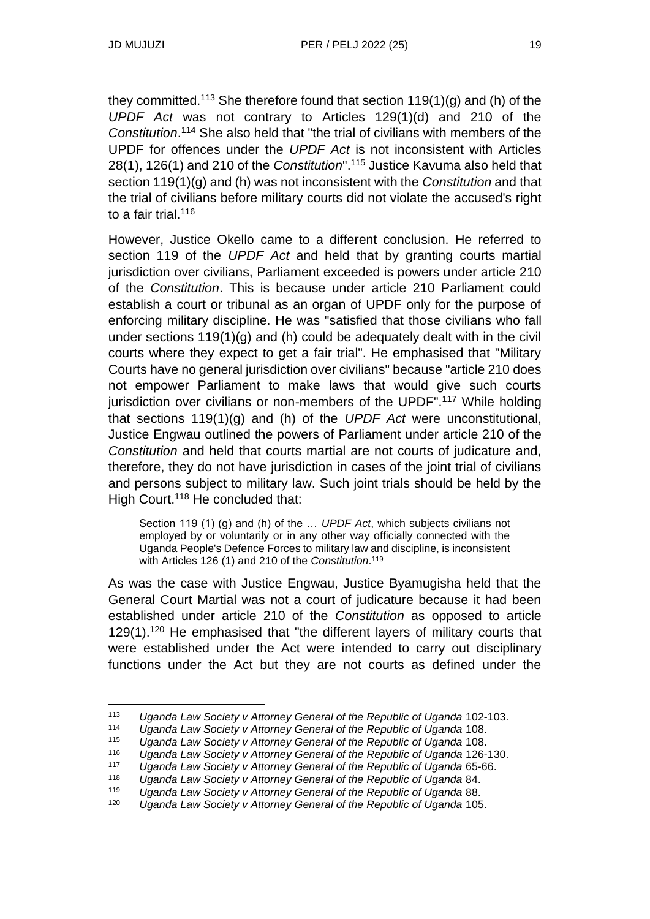they committed.[113] She therefore found that section 119(1)(g) and (h) of the *UPDF Act* was not contrary to Articles 129(1)(d) and 210 of the *Constitution*.[114] She also held that "the trial of civilians with members of the UPDF for offences under the *UPDF Act* is not inconsistent with Articles 28(1), 126(1) and 210 of the *Constitution*".[115] Justice Kavuma also held that section 119(1)(g) and (h) was not inconsistent with the *Constitution* and that the trial of civilians before military courts did not violate the accused's right to a fair trial.[116]

However, Justice Okello came to a different conclusion. He referred to section 119 of the *UPDF Act* and held that by granting courts martial jurisdiction over civilians, Parliament exceeded is powers under article 210 of the *Constitution*. This is because under article 210 Parliament could establish a court or tribunal as an organ of UPDF only for the purpose of enforcing military discipline. He was "satisfied that those civilians who fall under sections 119(1)(g) and (h) could be adequately dealt with in the civil courts where they expect to get a fair trial". He emphasised that "Military Courts have no general jurisdiction over civilians" because "article 210 does not empower Parliament to make laws that would give such courts jurisdiction over civilians or non-members of the UPDF".[117] While holding that sections 119(1)(g) and (h) of the *UPDF Act* were unconstitutional, Justice Engwau outlined the powers of Parliament under article 210 of the *Constitution* and held that courts martial are not courts of judicature and, therefore, they do not have jurisdiction in cases of the joint trial of civilians and persons subject to military law. Such joint trials should be held by the High Court.[118] He concluded that:

> Section 119 (1) (g) and (h) of the … *UPDF Act*, which subjects civilians not employed by or voluntarily or in any other way officially connected with the Uganda People's Defence Forces to military law and discipline, is inconsistent with Articles 126 (1) and 210 of the *Constitution*.[119]

As was the case with Justice Engwau, Justice Byamugisha held that the General Court Martial was not a court of judicature because it had been established under article 210 of the *Constitution* as opposed to article 129(1).[120] He emphasised that "the different layers of military courts that were established under the Act were intended to carry out disciplinary functions under the Act but they are not courts as defined under the

---

[113] *Uganda Law Society v Attorney General of the Republic of Uganda* 102-103.

[114] *Uganda Law Society v Attorney General of the Republic of Uganda* 108.

[115] *Uganda Law Society v Attorney General of the Republic of Uganda* 108.

[116] *Uganda Law Society v Attorney General of the Republic of Uganda* 126-130.

[117] *Uganda Law Society v Attorney General of the Republic of Uganda* 65-66.

[118] *Uganda Law Society v Attorney General of the Republic of Uganda* 84.

[119] *Uganda Law Society v Attorney General of the Republic of Uganda* 88.

[120] *Uganda Law Society v Attorney General of the Republic of Uganda* 105.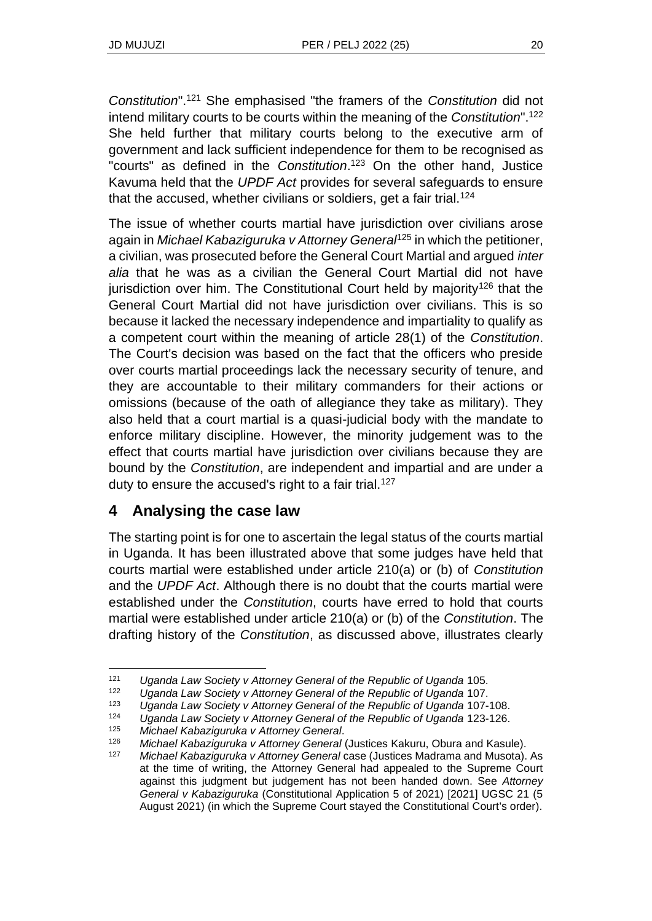*Constitution*".[121] She emphasised "the framers of the *Constitution* did not intend military courts to be courts within the meaning of the *Constitution*".[122] She held further that military courts belong to the executive arm of government and lack sufficient independence for them to be recognised as "courts" as defined in the *Constitution*.[123] On the other hand, Justice Kavuma held that the *UPDF Act* provides for several safeguards to ensure that the accused, whether civilians or soldiers, get a fair trial.[124]

The issue of whether courts martial have jurisdiction over civilians arose again in *Michael Kabaziguruka v Attorney General*[125] in which the petitioner, a civilian, was prosecuted before the General Court Martial and argued *inter alia* that he was as a civilian the General Court Martial did not have jurisdiction over him. The Constitutional Court held by majority[126] that the General Court Martial did not have jurisdiction over civilians. This is so because it lacked the necessary independence and impartiality to qualify as a competent court within the meaning of article 28(1) of the *Constitution*. The Court's decision was based on the fact that the officers who preside over courts martial proceedings lack the necessary security of tenure, and they are accountable to their military commanders for their actions or omissions (because of the oath of allegiance they take as military). They also held that a court martial is a quasi-judicial body with the mandate to enforce military discipline. However, the minority judgement was to the effect that courts martial have jurisdiction over civilians because they are bound by the *Constitution*, are independent and impartial and are under a duty to ensure the accused's right to a fair trial.[127]

## 4 Analysing the case law

The starting point is for one to ascertain the legal status of the courts martial in Uganda. It has been illustrated above that some judges have held that courts martial were established under article 210(a) or (b) of *Constitution* and the *UPDF Act*. Although there is no doubt that the courts martial were established under the *Constitution*, courts have erred to hold that courts martial were established under article 210(a) or (b) of the *Constitution*. The drafting history of the *Constitution*, as discussed above, illustrates clearly

---

[121] *Uganda Law Society v Attorney General of the Republic of Uganda* 105.

[122] *Uganda Law Society v Attorney General of the Republic of Uganda* 107.

[123] *Uganda Law Society v Attorney General of the Republic of Uganda* 107-108.

[124] *Uganda Law Society v Attorney General of the Republic of Uganda* 123-126.

[125] *Michael Kabaziguruka v Attorney General*.

[126] *Michael Kabaziguruka v Attorney General* (Justices Kakuru, Obura and Kasule).

[127] *Michael Kabaziguruka v Attorney General* case (Justices Madrama and Musota). As at the time of writing, the Attorney General had appealed to the Supreme Court against this judgment but judgement has not been handed down. See *Attorney General v Kabaziguruka* (Constitutional Application 5 of 2021) [2021] UGSC 21 (5 August 2021) (in which the Supreme Court stayed the Constitutional Court's order).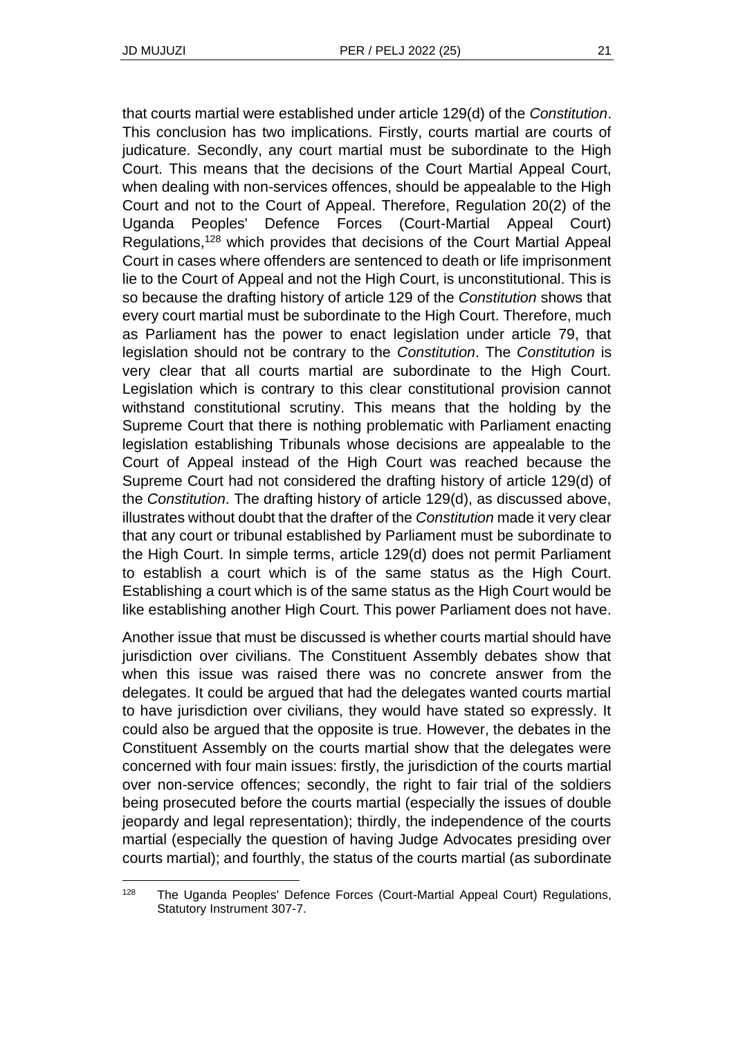that courts martial were established under article 129(d) of the *Constitution*. This conclusion has two implications. Firstly, courts martial are courts of judicature. Secondly, any court martial must be subordinate to the High Court. This means that the decisions of the Court Martial Appeal Court, when dealing with non-services offences, should be appealable to the High Court and not to the Court of Appeal. Therefore, Regulation 20(2) of the Uganda Peoples' Defence Forces (Court-Martial Appeal Court) Regulations,[128] which provides that decisions of the Court Martial Appeal Court in cases where offenders are sentenced to death or life imprisonment lie to the Court of Appeal and not the High Court, is unconstitutional. This is so because the drafting history of article 129 of the *Constitution* shows that every court martial must be subordinate to the High Court. Therefore, much as Parliament has the power to enact legislation under article 79, that legislation should not be contrary to the *Constitution*. The *Constitution* is very clear that all courts martial are subordinate to the High Court. Legislation which is contrary to this clear constitutional provision cannot withstand constitutional scrutiny. This means that the holding by the Supreme Court that there is nothing problematic with Parliament enacting legislation establishing Tribunals whose decisions are appealable to the Court of Appeal instead of the High Court was reached because the Supreme Court had not considered the drafting history of article 129(d) of the *Constitution*. The drafting history of article 129(d), as discussed above, illustrates without doubt that the drafter of the *Constitution* made it very clear that any court or tribunal established by Parliament must be subordinate to the High Court. In simple terms, article 129(d) does not permit Parliament to establish a court which is of the same status as the High Court. Establishing a court which is of the same status as the High Court would be like establishing another High Court. This power Parliament does not have.

Another issue that must be discussed is whether courts martial should have jurisdiction over civilians. The Constituent Assembly debates show that when this issue was raised there was no concrete answer from the delegates. It could be argued that had the delegates wanted courts martial to have jurisdiction over civilians, they would have stated so expressly. It could also be argued that the opposite is true. However, the debates in the Constituent Assembly on the courts martial show that the delegates were concerned with four main issues: firstly, the jurisdiction of the courts martial over non-service offences; secondly, the right to fair trial of the soldiers being prosecuted before the courts martial (especially the issues of double jeopardy and legal representation); thirdly, the independence of the courts martial (especially the question of having Judge Advocates presiding over courts martial); and fourthly, the status of the courts martial (as subordinate

---

[128] The Uganda Peoples' Defence Forces (Court-Martial Appeal Court) Regulations, Statutory Instrument 307-7.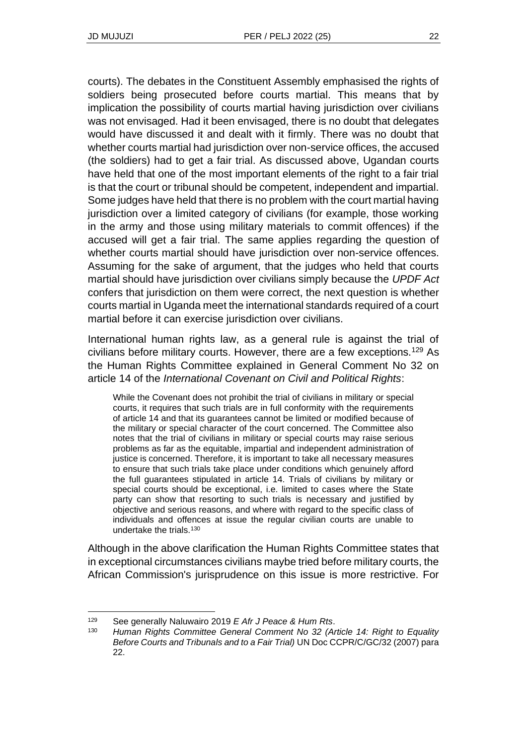courts). The debates in the Constituent Assembly emphasised the rights of soldiers being prosecuted before courts martial. This means that by implication the possibility of courts martial having jurisdiction over civilians was not envisaged. Had it been envisaged, there is no doubt that delegates would have discussed it and dealt with it firmly. There was no doubt that whether courts martial had jurisdiction over non-service offices, the accused (the soldiers) had to get a fair trial. As discussed above, Ugandan courts have held that one of the most important elements of the right to a fair trial is that the court or tribunal should be competent, independent and impartial. Some judges have held that there is no problem with the court martial having jurisdiction over a limited category of civilians (for example, those working in the army and those using military materials to commit offences) if the accused will get a fair trial. The same applies regarding the question of whether courts martial should have jurisdiction over non-service offences. Assuming for the sake of argument, that the judges who held that courts martial should have jurisdiction over civilians simply because the *UPDF Act* confers that jurisdiction on them were correct, the next question is whether courts martial in Uganda meet the international standards required of a court martial before it can exercise jurisdiction over civilians.

International human rights law, as a general rule is against the trial of civilians before military courts. However, there are a few exceptions.[129] As the Human Rights Committee explained in General Comment No 32 on article 14 of the *International Covenant on Civil and Political Rights*:

> While the Covenant does not prohibit the trial of civilians in military or special courts, it requires that such trials are in full conformity with the requirements of article 14 and that its guarantees cannot be limited or modified because of the military or special character of the court concerned. The Committee also notes that the trial of civilians in military or special courts may raise serious problems as far as the equitable, impartial and independent administration of justice is concerned. Therefore, it is important to take all necessary measures to ensure that such trials take place under conditions which genuinely afford the full guarantees stipulated in article 14. Trials of civilians by military or special courts should be exceptional, i.e. limited to cases where the State party can show that resorting to such trials is necessary and justified by objective and serious reasons, and where with regard to the specific class of individuals and offences at issue the regular civilian courts are unable to undertake the trials.[130]

Although in the above clarification the Human Rights Committee states that in exceptional circumstances civilians maybe tried before military courts, the African Commission's jurisprudence on this issue is more restrictive. For

---

[129] See generally Naluwairo 2019 *E Afr J Peace & Hum Rts*.

[130] *Human Rights Committee General Comment No 32 (Article 14: Right to Equality Before Courts and Tribunals and to a Fair Trial)* UN Doc CCPR/C/GC/32 (2007) para 22.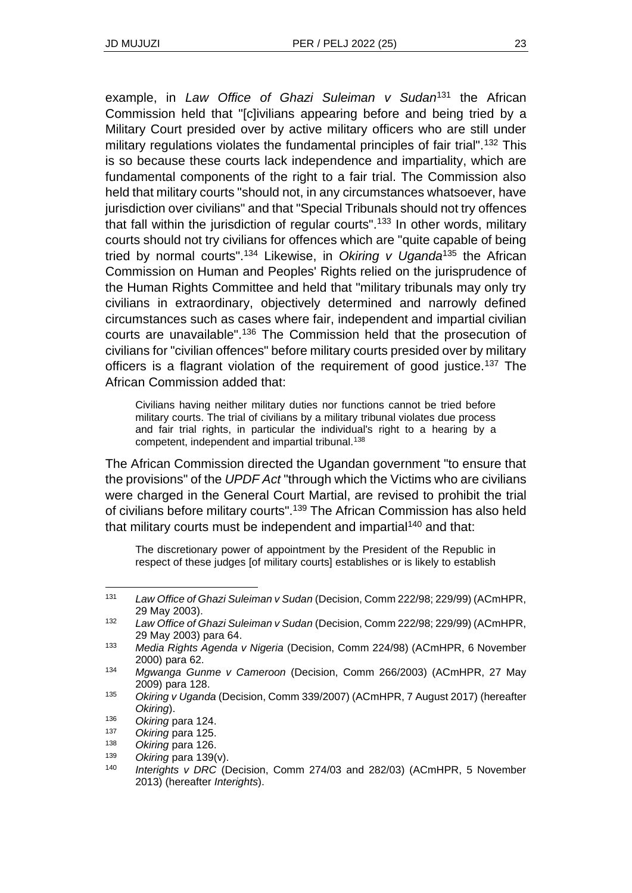example, in *Law Office of Ghazi Suleiman v Sudan*[131] the African Commission held that "[c]ivilians appearing before and being tried by a Military Court presided over by active military officers who are still under military regulations violates the fundamental principles of fair trial".[132] This is so because these courts lack independence and impartiality, which are fundamental components of the right to a fair trial. The Commission also held that military courts "should not, in any circumstances whatsoever, have jurisdiction over civilians" and that "Special Tribunals should not try offences that fall within the jurisdiction of regular courts".[133] In other words, military courts should not try civilians for offences which are "quite capable of being tried by normal courts".[134] Likewise, in *Okiring v Uganda*[135] the African Commission on Human and Peoples' Rights relied on the jurisprudence of the Human Rights Committee and held that "military tribunals may only try civilians in extraordinary, objectively determined and narrowly defined circumstances such as cases where fair, independent and impartial civilian courts are unavailable".[136] The Commission held that the prosecution of civilians for "civilian offences" before military courts presided over by military officers is a flagrant violation of the requirement of good justice.[137] The African Commission added that:

> Civilians having neither military duties nor functions cannot be tried before military courts. The trial of civilians by a military tribunal violates due process and fair trial rights, in particular the individual's right to a hearing by a competent, independent and impartial tribunal.[138]

The African Commission directed the Ugandan government "to ensure that the provisions" of the *UPDF Act* "through which the Victims who are civilians were charged in the General Court Martial, are revised to prohibit the trial of civilians before military courts".[139] The African Commission has also held that military courts must be independent and impartial[140] and that:

> The discretionary power of appointment by the President of the Republic in respect of these judges [of military courts] establishes or is likely to establish

---

131 *Law Office of Ghazi Suleiman v Sudan* (Decision, Comm 222/98; 229/99) (ACmHPR, 29 May 2003).

132 *Law Office of Ghazi Suleiman v Sudan* (Decision, Comm 222/98; 229/99) (ACmHPR, 29 May 2003) para 64.

133 *Media Rights Agenda v Nigeria* (Decision, Comm 224/98) (ACmHPR, 6 November 2000) para 62.

134 *Mgwanga Gunme v Cameroon* (Decision, Comm 266/2003) (ACmHPR, 27 May 2009) para 128.

135 *Okiring v Uganda* (Decision, Comm 339/2007) (ACmHPR, 7 August 2017) (hereafter *Okiring*).

136 *Okiring* para 124.

137 *Okiring* para 125.

138 *Okiring* para 126.

139 *Okiring* para 139(v).

140 *Interights v DRC* (Decision, Comm 274/03 and 282/03) (ACmHPR, 5 November 2013) (hereafter *Interights*).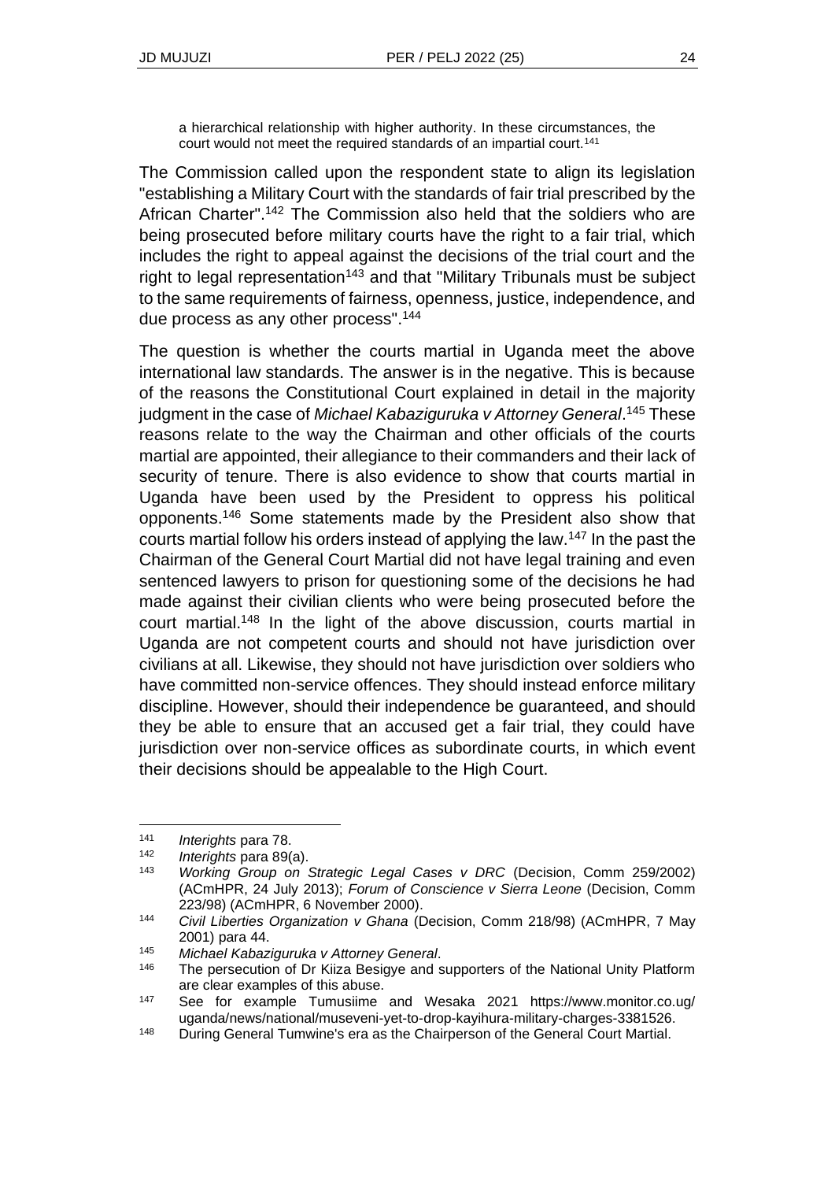> a hierarchical relationship with higher authority. In these circumstances, the court would not meet the required standards of an impartial court.[141]

The Commission called upon the respondent state to align its legislation "establishing a Military Court with the standards of fair trial prescribed by the African Charter".[142] The Commission also held that the soldiers who are being prosecuted before military courts have the right to a fair trial, which includes the right to appeal against the decisions of the trial court and the right to legal representation[143] and that "Military Tribunals must be subject to the same requirements of fairness, openness, justice, independence, and due process as any other process".[144]

The question is whether the courts martial in Uganda meet the above international law standards. The answer is in the negative. This is because of the reasons the Constitutional Court explained in detail in the majority judgment in the case of *Michael Kabaziguruka v Attorney General*.[145] These reasons relate to the way the Chairman and other officials of the courts martial are appointed, their allegiance to their commanders and their lack of security of tenure. There is also evidence to show that courts martial in Uganda have been used by the President to oppress his political opponents.[146] Some statements made by the President also show that courts martial follow his orders instead of applying the law.[147] In the past the Chairman of the General Court Martial did not have legal training and even sentenced lawyers to prison for questioning some of the decisions he had made against their civilian clients who were being prosecuted before the court martial.[148] In the light of the above discussion, courts martial in Uganda are not competent courts and should not have jurisdiction over civilians at all. Likewise, they should not have jurisdiction over soldiers who have committed non-service offences. They should instead enforce military discipline. However, should their independence be guaranteed, and should they be able to ensure that an accused get a fair trial, they could have jurisdiction over non-service offices as subordinate courts, in which event their decisions should be appealable to the High Court.

---

[141] *Interights* para 78.

[142] *Interights* para 89(a).

[143] *Working Group on Strategic Legal Cases v DRC* (Decision, Comm 259/2002) (ACmHPR, 24 July 2013); *Forum of Conscience v Sierra Leone* (Decision, Comm 223/98) (ACmHPR, 6 November 2000).

[144] *Civil Liberties Organization v Ghana* (Decision, Comm 218/98) (ACmHPR, 7 May 2001) para 44.

[145] *Michael Kabaziguruka v Attorney General*.

[146] The persecution of Dr Kiiza Besigye and supporters of the National Unity Platform are clear examples of this abuse.

[147] See for example Tumusiime and Wesaka 2021 https://www.monitor.co.ug/uganda/news/national/museveni-yet-to-drop-kayihura-military-charges-3381526.

[148] During General Tumwine's era as the Chairperson of the General Court Martial.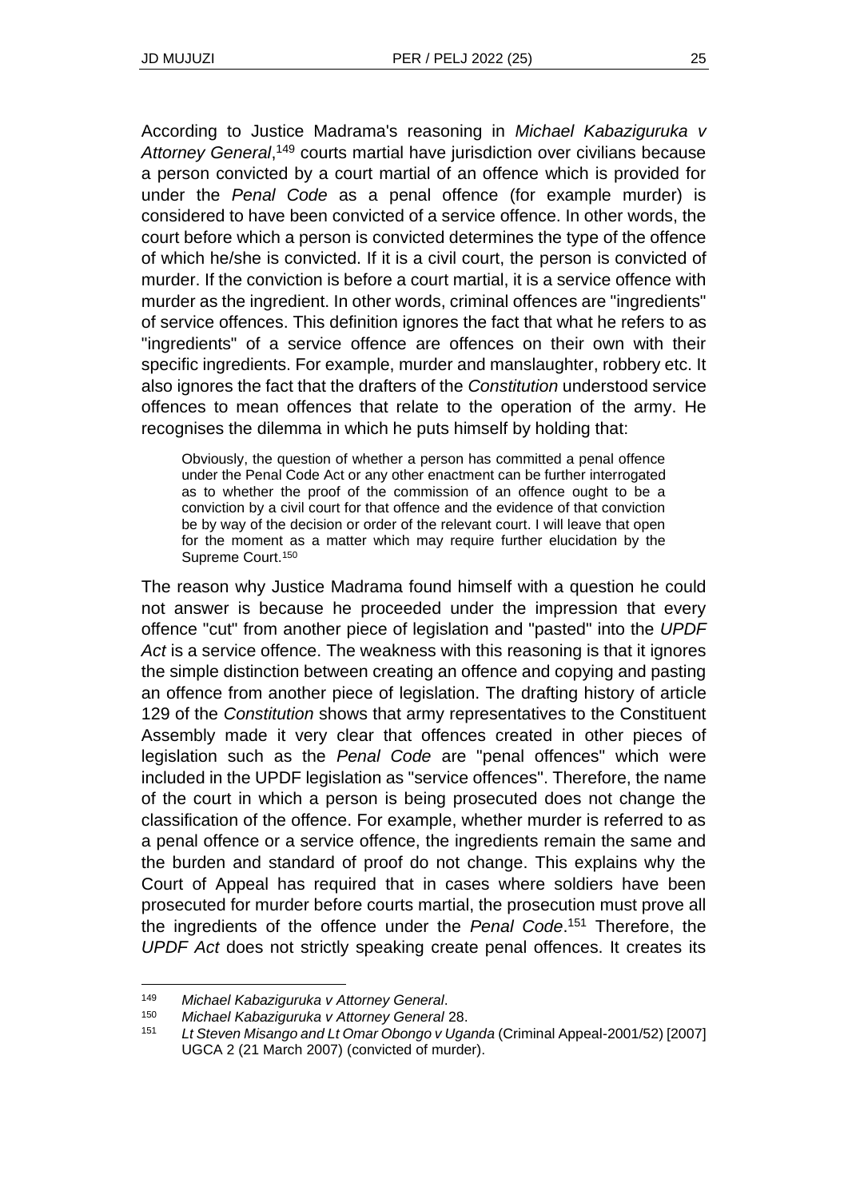According to Justice Madrama's reasoning in *Michael Kabaziguruka v Attorney General*,[149] courts martial have jurisdiction over civilians because a person convicted by a court martial of an offence which is provided for under the *Penal Code* as a penal offence (for example murder) is considered to have been convicted of a service offence. In other words, the court before which a person is convicted determines the type of the offence of which he/she is convicted. If it is a civil court, the person is convicted of murder. If the conviction is before a court martial, it is a service offence with murder as the ingredient. In other words, criminal offences are "ingredients" of service offences. This definition ignores the fact that what he refers to as "ingredients" of a service offence are offences on their own with their specific ingredients. For example, murder and manslaughter, robbery etc. It also ignores the fact that the drafters of the *Constitution* understood service offences to mean offences that relate to the operation of the army. He recognises the dilemma in which he puts himself by holding that:

> Obviously, the question of whether a person has committed a penal offence under the Penal Code Act or any other enactment can be further interrogated as to whether the proof of the commission of an offence ought to be a conviction by a civil court for that offence and the evidence of that conviction be by way of the decision or order of the relevant court. I will leave that open for the moment as a matter which may require further elucidation by the Supreme Court.[150]

The reason why Justice Madrama found himself with a question he could not answer is because he proceeded under the impression that every offence "cut" from another piece of legislation and "pasted" into the *UPDF Act* is a service offence. The weakness with this reasoning is that it ignores the simple distinction between creating an offence and copying and pasting an offence from another piece of legislation. The drafting history of article 129 of the *Constitution* shows that army representatives to the Constituent Assembly made it very clear that offences created in other pieces of legislation such as the *Penal Code* are "penal offences" which were included in the UPDF legislation as "service offences". Therefore, the name of the court in which a person is being prosecuted does not change the classification of the offence. For example, whether murder is referred to as a penal offence or a service offence, the ingredients remain the same and the burden and standard of proof do not change. This explains why the Court of Appeal has required that in cases where soldiers have been prosecuted for murder before courts martial, the prosecution must prove all the ingredients of the offence under the *Penal Code*.[151] Therefore, the *UPDF Act* does not strictly speaking create penal offences. It creates its

---

[149] *Michael Kabaziguruka v Attorney General*.

[150] *Michael Kabaziguruka v Attorney General* 28.

[151] *Lt Steven Misango and Lt Omar Obongo v Uganda* (Criminal Appeal-2001/52) [2007] UGCA 2 (21 March 2007) (convicted of murder).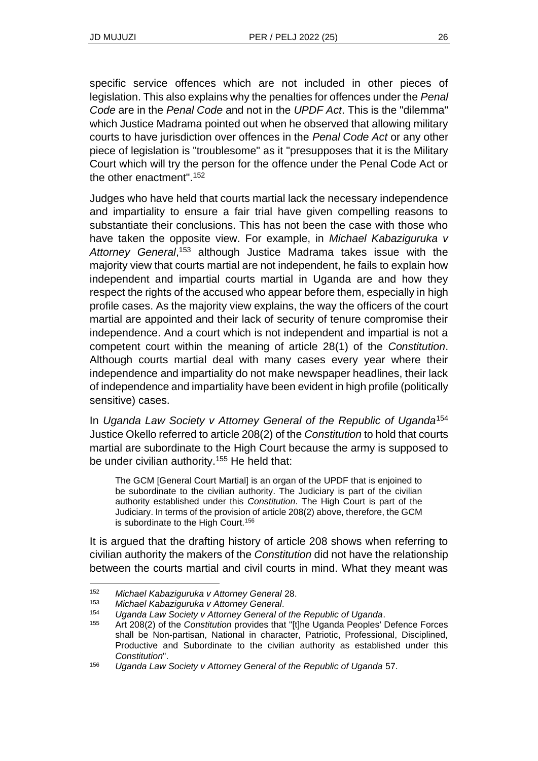specific service offences which are not included in other pieces of legislation. This also explains why the penalties for offences under the *Penal Code* are in the *Penal Code* and not in the *UPDF Act*. This is the "dilemma" which Justice Madrama pointed out when he observed that allowing military courts to have jurisdiction over offences in the *Penal Code Act* or any other piece of legislation is "troublesome" as it "presupposes that it is the Military Court which will try the person for the offence under the Penal Code Act or the other enactment".[152]

Judges who have held that courts martial lack the necessary independence and impartiality to ensure a fair trial have given compelling reasons to substantiate their conclusions. This has not been the case with those who have taken the opposite view. For example, in *Michael Kabaziguruka v Attorney General*,[153] although Justice Madrama takes issue with the majority view that courts martial are not independent, he fails to explain how independent and impartial courts martial in Uganda are and how they respect the rights of the accused who appear before them, especially in high profile cases. As the majority view explains, the way the officers of the court martial are appointed and their lack of security of tenure compromise their independence. And a court which is not independent and impartial is not a competent court within the meaning of article 28(1) of the *Constitution*. Although courts martial deal with many cases every year where their independence and impartiality do not make newspaper headlines, their lack of independence and impartiality have been evident in high profile (politically sensitive) cases.

In *Uganda Law Society v Attorney General of the Republic of Uganda*[154] Justice Okello referred to article 208(2) of the *Constitution* to hold that courts martial are subordinate to the High Court because the army is supposed to be under civilian authority.[155] He held that:

> The GCM [General Court Martial] is an organ of the UPDF that is enjoined to be subordinate to the civilian authority. The Judiciary is part of the civilian authority established under this *Constitution*. The High Court is part of the Judiciary. In terms of the provision of article 208(2) above, therefore, the GCM is subordinate to the High Court.[156]

It is argued that the drafting history of article 208 shows when referring to civilian authority the makers of the *Constitution* did not have the relationship between the courts martial and civil courts in mind. What they meant was

---

[152] *Michael Kabaziguruka v Attorney General* 28.

[153] *Michael Kabaziguruka v Attorney General*.

[154] *Uganda Law Society v Attorney General of the Republic of Uganda*.

[155] Art 208(2) of the *Constitution* provides that "[t]he Uganda Peoples' Defence Forces shall be Non-partisan, National in character, Patriotic, Professional, Disciplined, Productive and Subordinate to the civilian authority as established under this *Constitution*".

[156] *Uganda Law Society v Attorney General of the Republic of Uganda* 57.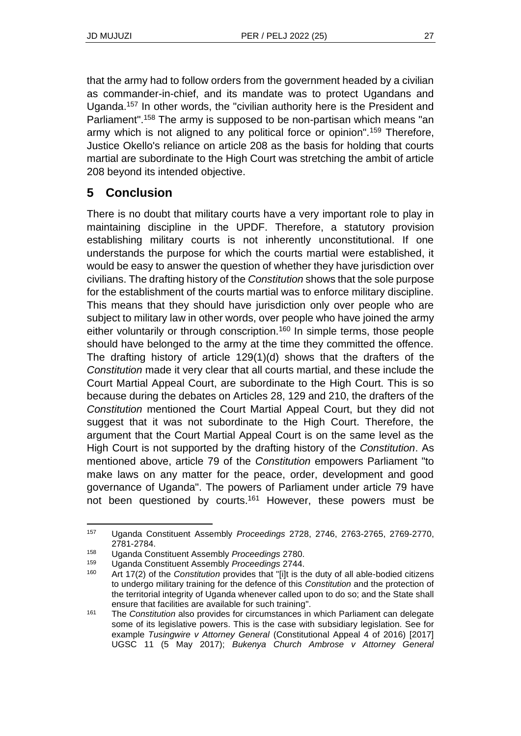that the army had to follow orders from the government headed by a civilian as commander-in-chief, and its mandate was to protect Ugandans and Uganda.[157] In other words, the "civilian authority here is the President and Parliament".[158] The army is supposed to be non-partisan which means "an army which is not aligned to any political force or opinion".[159] Therefore, Justice Okello's reliance on article 208 as the basis for holding that courts martial are subordinate to the High Court was stretching the ambit of article 208 beyond its intended objective.

## 5 Conclusion

There is no doubt that military courts have a very important role to play in maintaining discipline in the UPDF. Therefore, a statutory provision establishing military courts is not inherently unconstitutional. If one understands the purpose for which the courts martial were established, it would be easy to answer the question of whether they have jurisdiction over civilians. The drafting history of the *Constitution* shows that the sole purpose for the establishment of the courts martial was to enforce military discipline. This means that they should have jurisdiction only over people who are subject to military law in other words, over people who have joined the army either voluntarily or through conscription.[160] In simple terms, those people should have belonged to the army at the time they committed the offence. The drafting history of article 129(1)(d) shows that the drafters of the *Constitution* made it very clear that all courts martial, and these include the Court Martial Appeal Court, are subordinate to the High Court. This is so because during the debates on Articles 28, 129 and 210, the drafters of the *Constitution* mentioned the Court Martial Appeal Court, but they did not suggest that it was not subordinate to the High Court. Therefore, the argument that the Court Martial Appeal Court is on the same level as the High Court is not supported by the drafting history of the *Constitution*. As mentioned above, article 79 of the *Constitution* empowers Parliament "to make laws on any matter for the peace, order, development and good governance of Uganda". The powers of Parliament under article 79 have not been questioned by courts.[161] However, these powers must be

---

[157] Uganda Constituent Assembly *Proceedings* 2728, 2746, 2763-2765, 2769-2770, 2781-2784.

[158] Uganda Constituent Assembly *Proceedings* 2780.

[159] Uganda Constituent Assembly *Proceedings* 2744.

[160] Art 17(2) of the *Constitution* provides that "[i]t is the duty of all able-bodied citizens to undergo military training for the defence of this *Constitution* and the protection of the territorial integrity of Uganda whenever called upon to do so; and the State shall ensure that facilities are available for such training".

[161] The *Constitution* also provides for circumstances in which Parliament can delegate some of its legislative powers. This is the case with subsidiary legislation. See for example *Tusingwire v Attorney General* (Constitutional Appeal 4 of 2016) [2017] UGSC 11 (5 May 2017); *Bukenya Church Ambrose v Attorney General*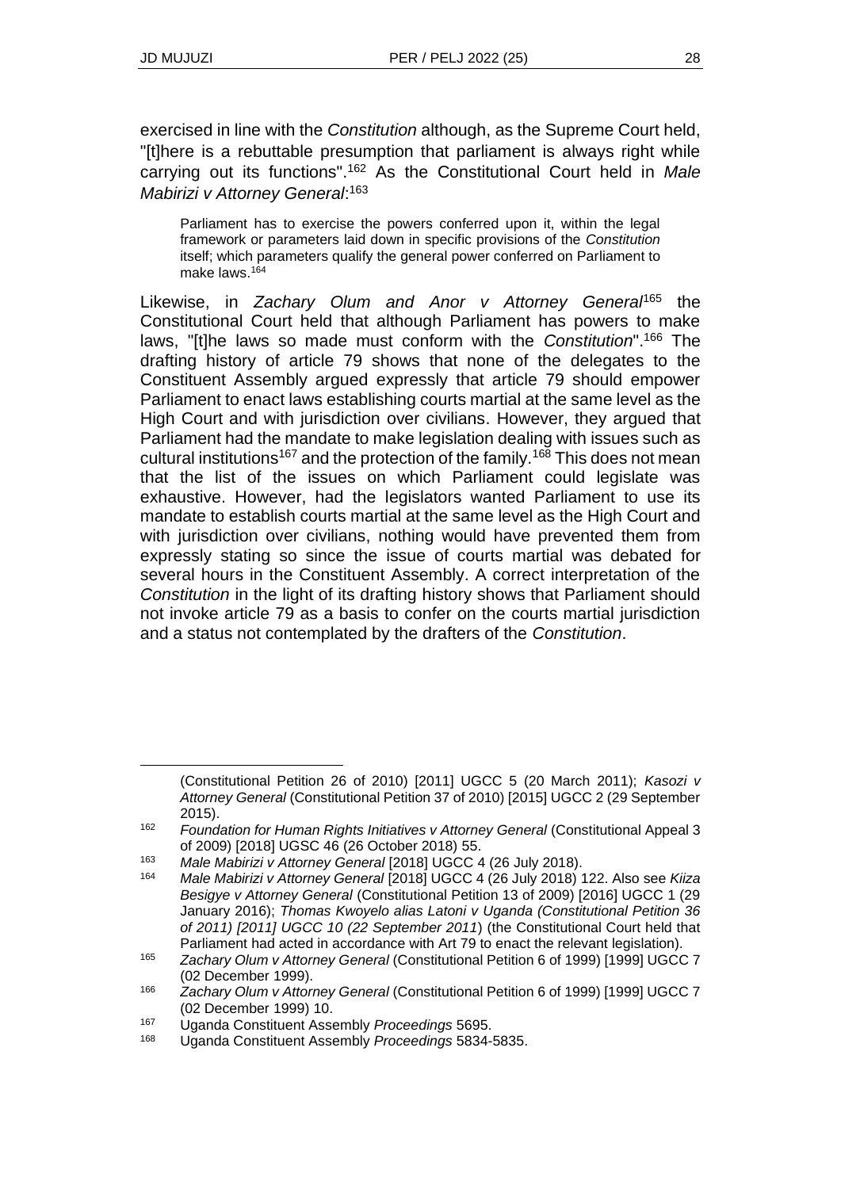exercised in line with the *Constitution* although, as the Supreme Court held, "[t]here is a rebuttable presumption that parliament is always right while carrying out its functions".[162] As the Constitutional Court held in *Male Mabirizi v Attorney General*:[163]

> Parliament has to exercise the powers conferred upon it, within the legal framework or parameters laid down in specific provisions of the *Constitution* itself; which parameters qualify the general power conferred on Parliament to make laws.[164]

Likewise, in *Zachary Olum and Anor v Attorney General*[165] the Constitutional Court held that although Parliament has powers to make laws, "[t]he laws so made must conform with the *Constitution*".[166] The drafting history of article 79 shows that none of the delegates to the Constituent Assembly argued expressly that article 79 should empower Parliament to enact laws establishing courts martial at the same level as the High Court and with jurisdiction over civilians. However, they argued that Parliament had the mandate to make legislation dealing with issues such as cultural institutions[167] and the protection of the family.[168] This does not mean that the list of the issues on which Parliament could legislate was exhaustive. However, had the legislators wanted Parliament to use its mandate to establish courts martial at the same level as the High Court and with jurisdiction over civilians, nothing would have prevented them from expressly stating so since the issue of courts martial was debated for several hours in the Constituent Assembly. A correct interpretation of the *Constitution* in the light of its drafting history shows that Parliament should not invoke article 79 as a basis to confer on the courts martial jurisdiction and a status not contemplated by the drafters of the *Constitution*.

---

(Constitutional Petition 26 of 2010) [2011] UGCC 5 (20 March 2011); *Kasozi v Attorney General* (Constitutional Petition 37 of 2010) [2015] UGCC 2 (29 September 2015).

162 *Foundation for Human Rights Initiatives v Attorney General* (Constitutional Appeal 3 of 2009) [2018] UGSC 46 (26 October 2018) 55.

163 *Male Mabirizi v Attorney General* [2018] UGCC 4 (26 July 2018).

164 *Male Mabirizi v Attorney General* [2018] UGCC 4 (26 July 2018) 122. Also see *Kiiza Besigye v Attorney General* (Constitutional Petition 13 of 2009) [2016] UGCC 1 (29 January 2016); *Thomas Kwoyelo alias Latoni v Uganda (Constitutional Petition 36 of 2011) [2011] UGCC 10 (22 September 2011*) (the Constitutional Court held that Parliament had acted in accordance with Art 79 to enact the relevant legislation).

165 *Zachary Olum v Attorney General* (Constitutional Petition 6 of 1999) [1999] UGCC 7 (02 December 1999).

166 *Zachary Olum v Attorney General* (Constitutional Petition 6 of 1999) [1999] UGCC 7 (02 December 1999) 10.

167 Uganda Constituent Assembly *Proceedings* 5695.

168 Uganda Constituent Assembly *Proceedings* 5834-5835.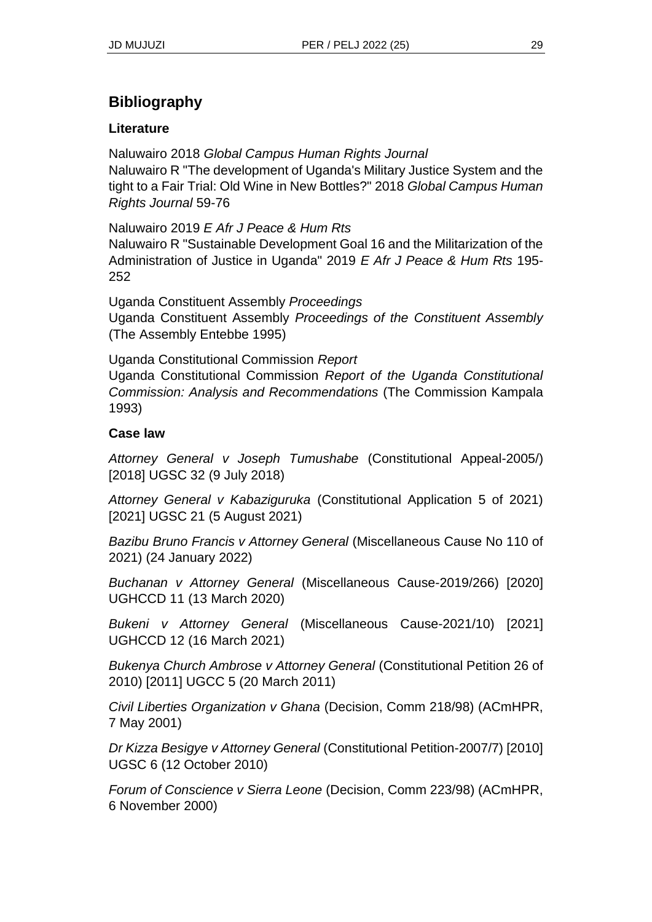## Bibliography

### Literature

Naluwairo 2018 *Global Campus Human Rights Journal*
Naluwairo R "The development of Uganda's Military Justice System and the tight to a Fair Trial: Old Wine in New Bottles?" 2018 *Global Campus Human Rights Journal* 59-76

Naluwairo 2019 *E Afr J Peace & Hum Rts*
Naluwairo R "Sustainable Development Goal 16 and the Militarization of the Administration of Justice in Uganda" 2019 *E Afr J Peace & Hum Rts* 195-252

Uganda Constituent Assembly *Proceedings*
Uganda Constituent Assembly *Proceedings of the Constituent Assembly* (The Assembly Entebbe 1995)

Uganda Constitutional Commission *Report*
Uganda Constitutional Commission *Report of the Uganda Constitutional Commission: Analysis and Recommendations* (The Commission Kampala 1993)

### Case law

*Attorney General v Joseph Tumushabe* (Constitutional Appeal-2005/) [2018] UGSC 32 (9 July 2018)

*Attorney General v Kabaziguruka* (Constitutional Application 5 of 2021) [2021] UGSC 21 (5 August 2021)

*Bazibu Bruno Francis v Attorney General* (Miscellaneous Cause No 110 of 2021) (24 January 2022)

*Buchanan v Attorney General* (Miscellaneous Cause-2019/266) [2020] UGHCCD 11 (13 March 2020)

*Bukeni v Attorney General* (Miscellaneous Cause-2021/10) [2021] UGHCCD 12 (16 March 2021)

*Bukenya Church Ambrose v Attorney General* (Constitutional Petition 26 of 2010) [2011] UGCC 5 (20 March 2011)

*Civil Liberties Organization v Ghana* (Decision, Comm 218/98) (ACmHPR, 7 May 2001)

*Dr Kizza Besigye v Attorney General* (Constitutional Petition-2007/7) [2010] UGSC 6 (12 October 2010)

*Forum of Conscience v Sierra Leone* (Decision, Comm 223/98) (ACmHPR, 6 November 2000)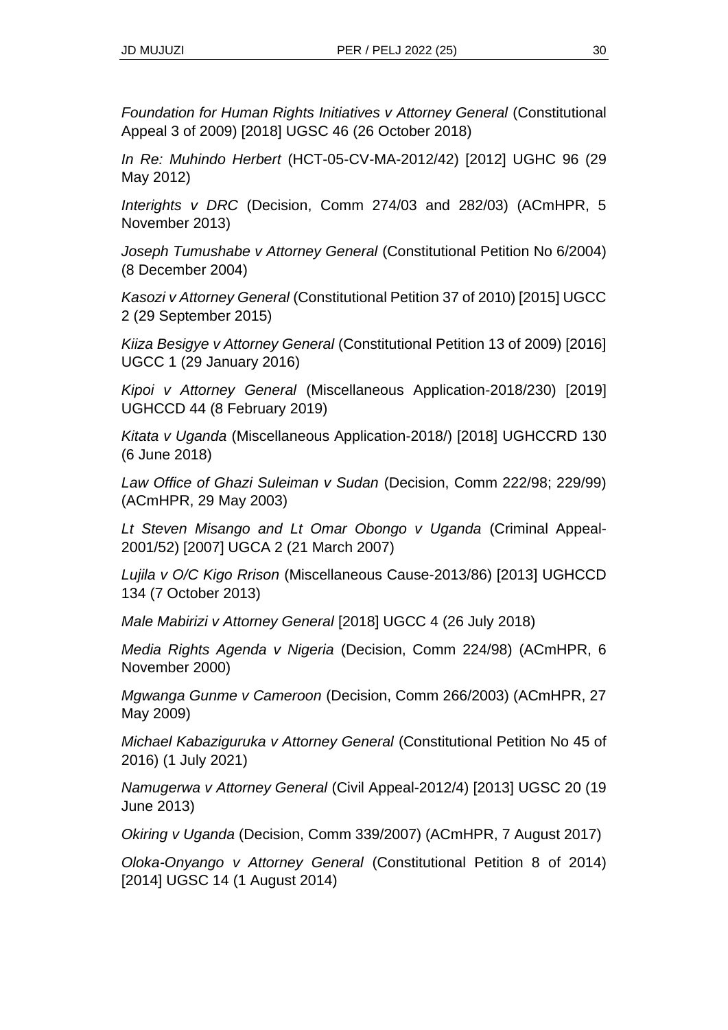*Foundation for Human Rights Initiatives v Attorney General* (Constitutional Appeal 3 of 2009) [2018] UGSC 46 (26 October 2018)

*In Re: Muhindo Herbert* (HCT-05-CV-MA-2012/42) [2012] UGHC 96 (29 May 2012)

*Interights v DRC* (Decision, Comm 274/03 and 282/03) (ACmHPR, 5 November 2013)

*Joseph Tumushabe v Attorney General* (Constitutional Petition No 6/2004) (8 December 2004)

*Kasozi v Attorney General* (Constitutional Petition 37 of 2010) [2015] UGCC 2 (29 September 2015)

*Kiiza Besigye v Attorney General* (Constitutional Petition 13 of 2009) [2016] UGCC 1 (29 January 2016)

*Kipoi v Attorney General* (Miscellaneous Application-2018/230) [2019] UGHCCD 44 (8 February 2019)

*Kitata v Uganda* (Miscellaneous Application-2018/) [2018] UGHCCRD 130 (6 June 2018)

*Law Office of Ghazi Suleiman v Sudan* (Decision, Comm 222/98; 229/99) (ACmHPR, 29 May 2003)

*Lt Steven Misango and Lt Omar Obongo v Uganda* (Criminal Appeal-2001/52) [2007] UGCA 2 (21 March 2007)

*Lujila v O/C Kigo Rrison* (Miscellaneous Cause-2013/86) [2013] UGHCCD 134 (7 October 2013)

*Male Mabirizi v Attorney General* [2018] UGCC 4 (26 July 2018)

*Media Rights Agenda v Nigeria* (Decision, Comm 224/98) (ACmHPR, 6 November 2000)

*Mgwanga Gunme v Cameroon* (Decision, Comm 266/2003) (ACmHPR, 27 May 2009)

*Michael Kabaziguruka v Attorney General* (Constitutional Petition No 45 of 2016) (1 July 2021)

*Namugerwa v Attorney General* (Civil Appeal-2012/4) [2013] UGSC 20 (19 June 2013)

*Okiring v Uganda* (Decision, Comm 339/2007) (ACmHPR, 7 August 2017)

*Oloka-Onyango v Attorney General* (Constitutional Petition 8 of 2014) [2014] UGSC 14 (1 August 2014)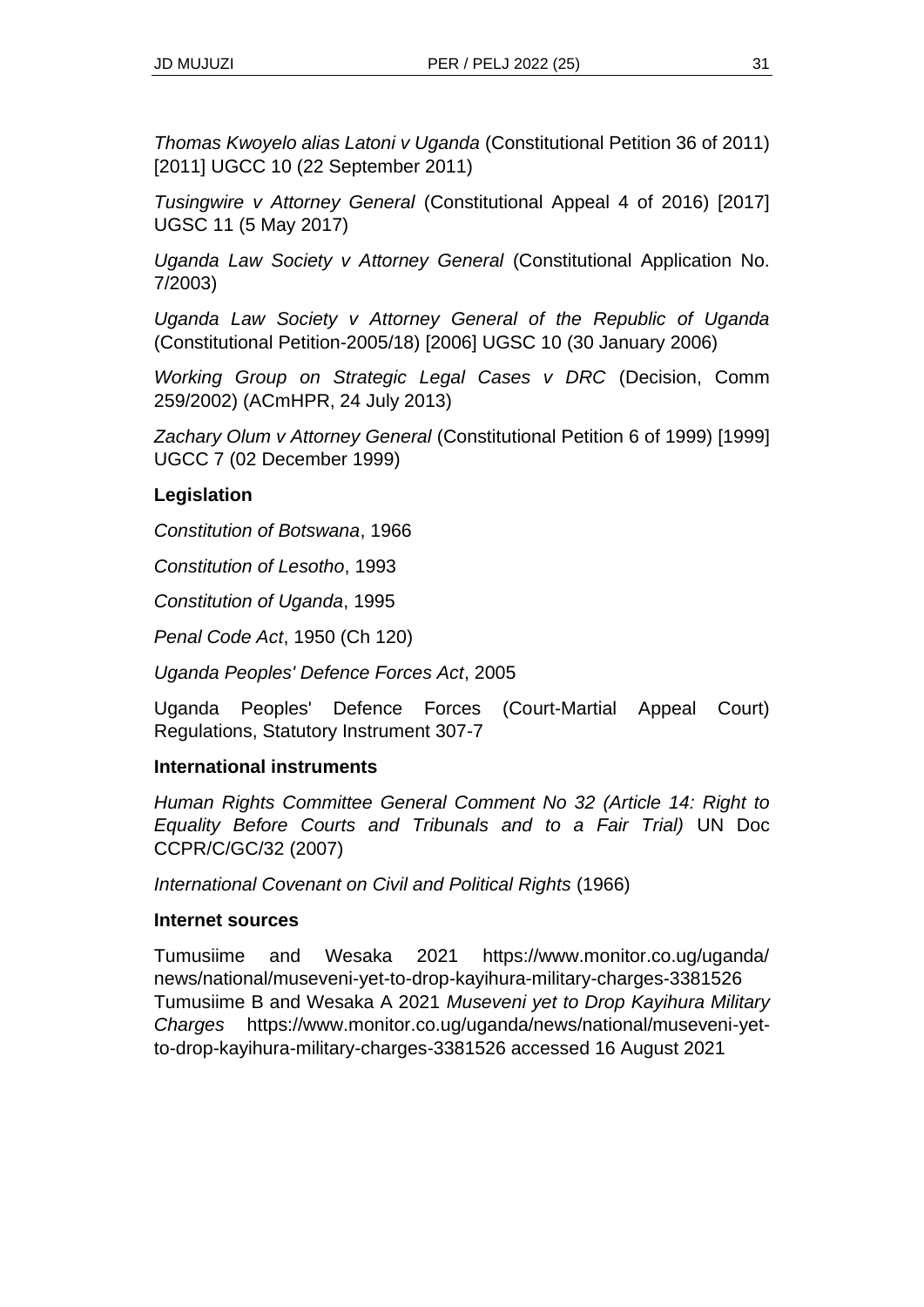*Thomas Kwoyelo alias Latoni v Uganda* (Constitutional Petition 36 of 2011) [2011] UGCC 10 (22 September 2011)

*Tusingwire v Attorney General* (Constitutional Appeal 4 of 2016) [2017] UGSC 11 (5 May 2017)

*Uganda Law Society v Attorney General* (Constitutional Application No. 7/2003)

*Uganda Law Society v Attorney General of the Republic of Uganda* (Constitutional Petition-2005/18) [2006] UGSC 10 (30 January 2006)

*Working Group on Strategic Legal Cases v DRC* (Decision, Comm 259/2002) (ACmHPR, 24 July 2013)

*Zachary Olum v Attorney General* (Constitutional Petition 6 of 1999) [1999] UGCC 7 (02 December 1999)

**Legislation**

*Constitution of Botswana*, 1966

*Constitution of Lesotho*, 1993

*Constitution of Uganda*, 1995

*Penal Code Act*, 1950 (Ch 120)

*Uganda Peoples' Defence Forces Act*, 2005

Uganda Peoples' Defence Forces (Court-Martial Appeal Court) Regulations, Statutory Instrument 307-7

**International instruments**

*Human Rights Committee General Comment No 32 (Article 14: Right to Equality Before Courts and Tribunals and to a Fair Trial)* UN Doc CCPR/C/GC/32 (2007)

*International Covenant on Civil and Political Rights* (1966)

**Internet sources**

Tumusiime and Wesaka 2021 https://www.monitor.co.ug/uganda/news/national/museveni-yet-to-drop-kayihura-military-charges-3381526
Tumusiime B and Wesaka A 2021 *Museveni yet to Drop Kayihura Military Charges* https://www.monitor.co.ug/uganda/news/national/museveni-yet-to-drop-kayihura-military-charges-3381526 accessed 16 August 2021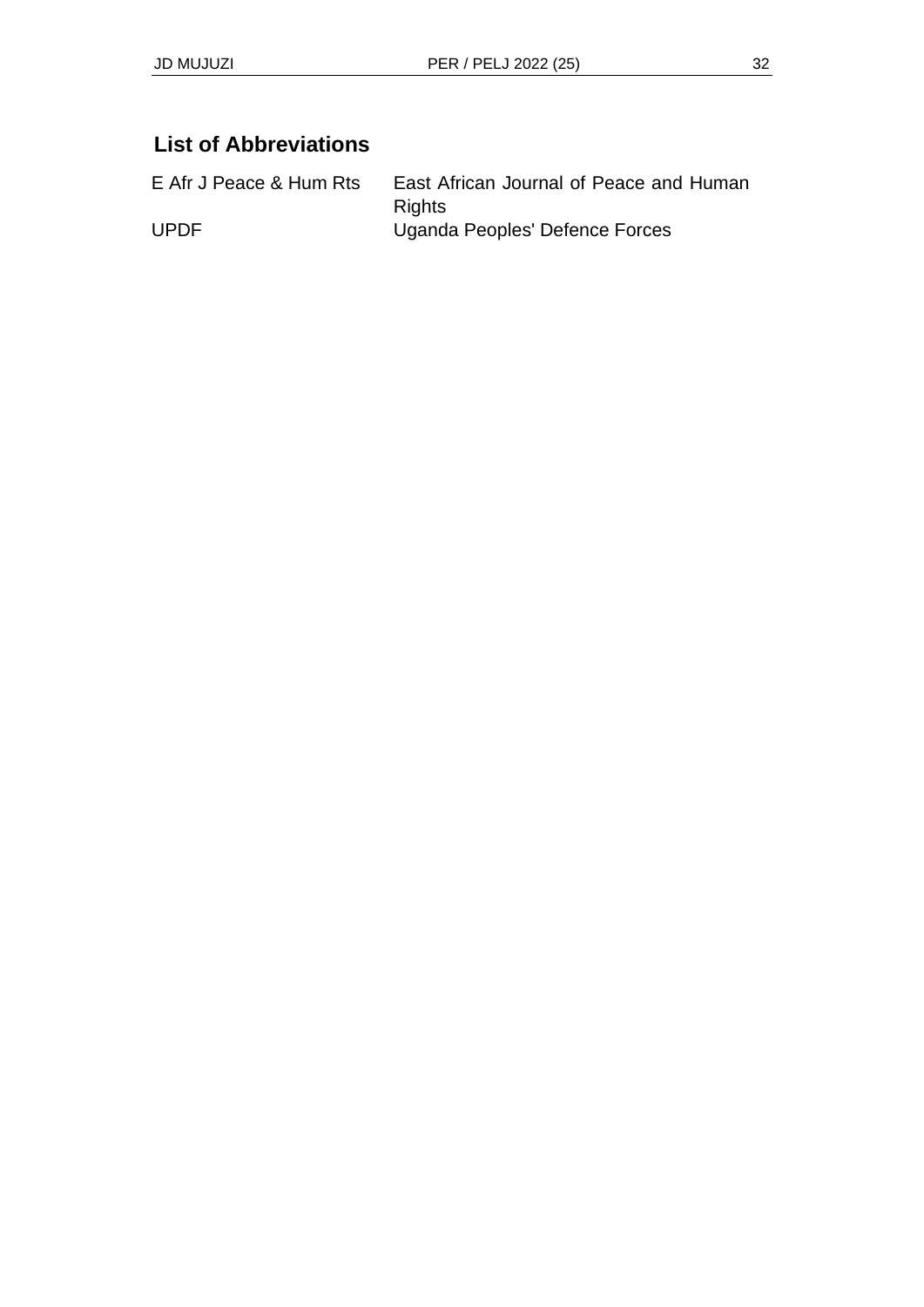## List of Abbreviations

| | |
|---|---|
| E Afr J Peace & Hum Rts | East African Journal of Peace and Human Rights |
| UPDF | Uganda Peoples' Defence Forces |